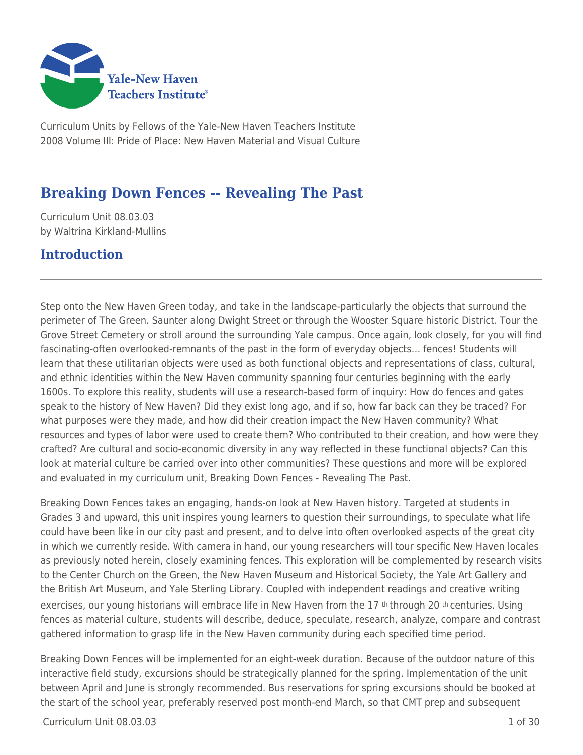Yale-New Haven Teachers Institute

Curriculum Units by Fellows of the Yale-New Haven Teachers Institute
2008 Volume III: Pride of Place: New Haven Material and Visual Culture

# Breaking Down Fences -- Revealing The Past

Curriculum Unit 08.03.03
by Waltrina Kirkland-Mullins

## Introduction

Step onto the New Haven Green today, and take in the landscape-particularly the objects that surround the perimeter of The Green. Saunter along Dwight Street or through the Wooster Square historic District. Tour the Grove Street Cemetery or stroll around the surrounding Yale campus. Once again, look closely, for you will find fascinating-often overlooked-remnants of the past in the form of everyday objects… fences! Students will learn that these utilitarian objects were used as both functional objects and representations of class, cultural, and ethnic identities within the New Haven community spanning four centuries beginning with the early 1600s. To explore this reality, students will use a research-based form of inquiry: How do fences and gates speak to the history of New Haven? Did they exist long ago, and if so, how far back can they be traced? For what purposes were they made, and how did their creation impact the New Haven community? What resources and types of labor were used to create them? Who contributed to their creation, and how were they crafted? Are cultural and socio-economic diversity in any way reflected in these functional objects? Can this look at material culture be carried over into other communities? These questions and more will be explored and evaluated in my curriculum unit, Breaking Down Fences - Revealing The Past.

Breaking Down Fences takes an engaging, hands-on look at New Haven history. Targeted at students in Grades 3 and upward, this unit inspires young learners to question their surroundings, to speculate what life could have been like in our city past and present, and to delve into often overlooked aspects of the great city in which we currently reside. With camera in hand, our young researchers will tour specific New Haven locales as previously noted herein, closely examining fences. This exploration will be complemented by research visits to the Center Church on the Green, the New Haven Museum and Historical Society, the Yale Art Gallery and the British Art Museum, and Yale Sterling Library. Coupled with independent readings and creative writing exercises, our young historians will embrace life in New Haven from the 17th through 20th centuries. Using fences as material culture, students will describe, deduce, speculate, research, analyze, compare and contrast gathered information to grasp life in the New Haven community during each specified time period.

Breaking Down Fences will be implemented for an eight-week duration. Because of the outdoor nature of this interactive field study, excursions should be strategically planned for the spring. Implementation of the unit between April and June is strongly recommended. Bus reservations for spring excursions should be booked at the start of the school year, preferably reserved post month-end March, so that CMT prep and subsequent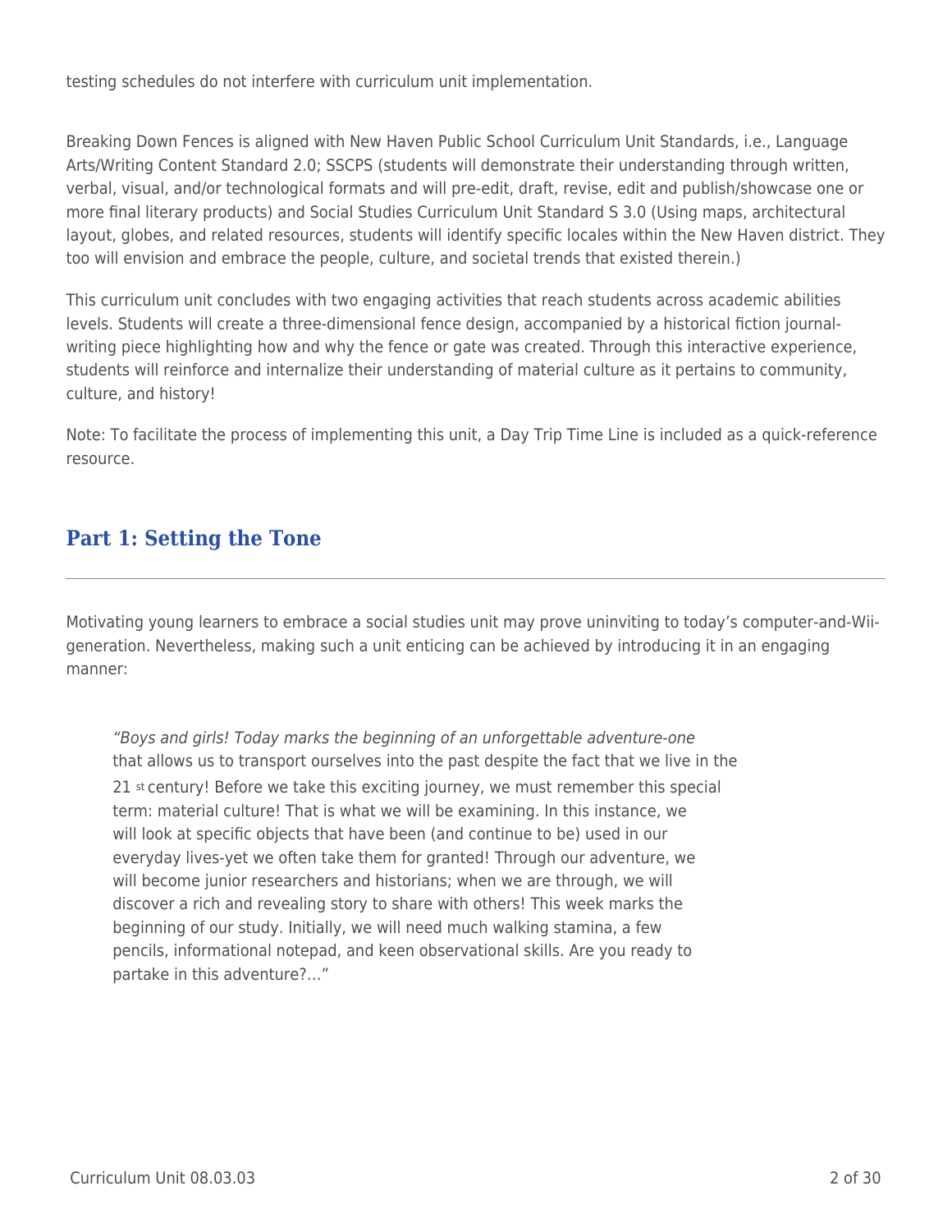testing schedules do not interfere with curriculum unit implementation.

Breaking Down Fences is aligned with New Haven Public School Curriculum Unit Standards, i.e., Language Arts/Writing Content Standard 2.0; SSCPS (students will demonstrate their understanding through written, verbal, visual, and/or technological formats and will pre-edit, draft, revise, edit and publish/showcase one or more final literary products) and Social Studies Curriculum Unit Standard S 3.0 (Using maps, architectural layout, globes, and related resources, students will identify specific locales within the New Haven district. They too will envision and embrace the people, culture, and societal trends that existed therein.)

This curriculum unit concludes with two engaging activities that reach students across academic abilities levels. Students will create a three-dimensional fence design, accompanied by a historical fiction journal-writing piece highlighting how and why the fence or gate was created. Through this interactive experience, students will reinforce and internalize their understanding of material culture as it pertains to community, culture, and history!

Note: To facilitate the process of implementing this unit, a Day Trip Time Line is included as a quick-reference resource.

## Part 1: Setting the Tone

Motivating young learners to embrace a social studies unit may prove uninviting to today's computer-and-Wii-generation. Nevertheless, making such a unit enticing can be achieved by introducing it in an engaging manner:

> *"Boys and girls! Today marks the beginning of an unforgettable adventure-one* that allows us to transport ourselves into the past despite the fact that we live in the 21st century! Before we take this exciting journey, we must remember this special term: material culture! That is what we will be examining. In this instance, we will look at specific objects that have been (and continue to be) used in our everyday lives-yet we often take them for granted! Through our adventure, we will become junior researchers and historians; when we are through, we will discover a rich and revealing story to share with others! This week marks the beginning of our study. Initially, we will need much walking stamina, a few pencils, informational notepad, and keen observational skills. Are you ready to partake in this adventure?…"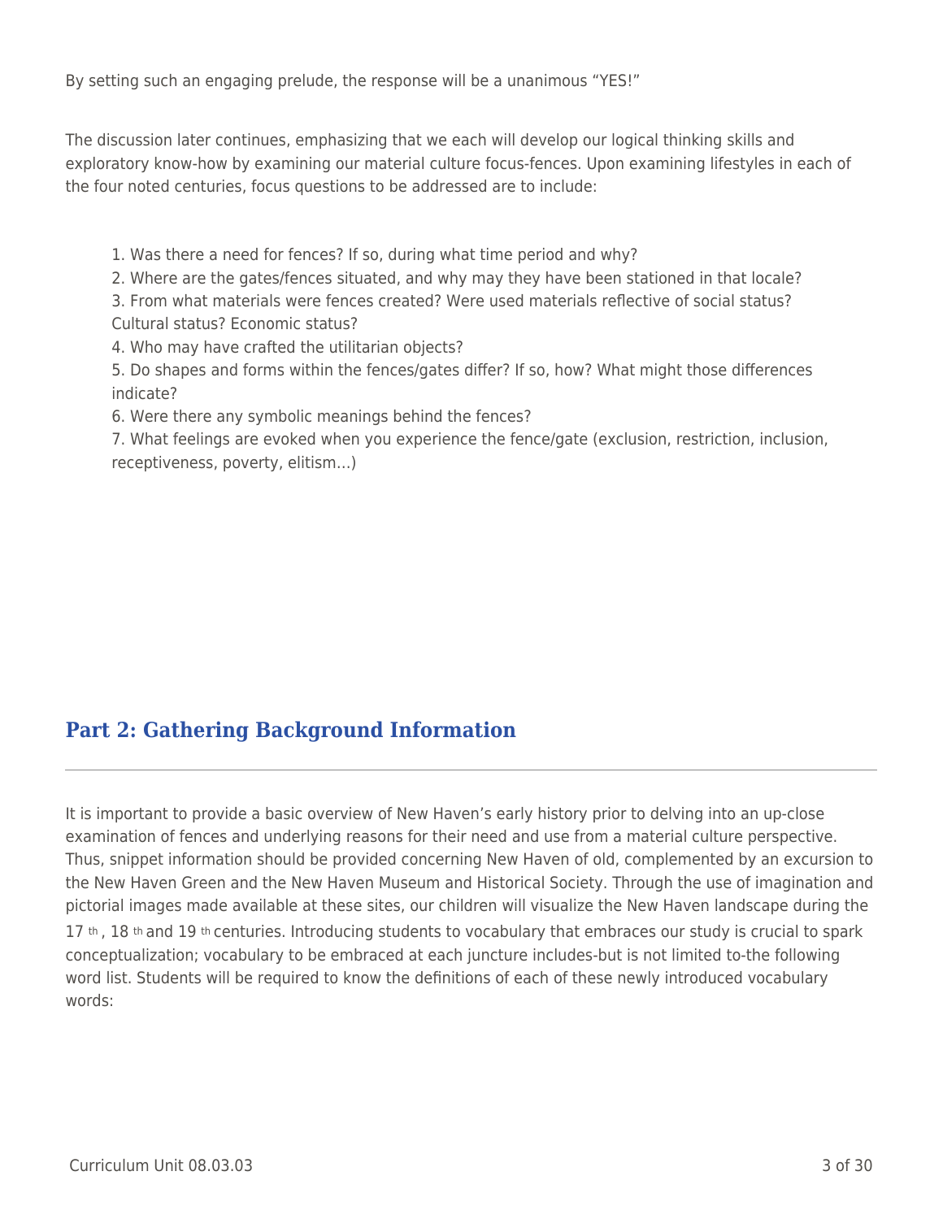By setting such an engaging prelude, the response will be a unanimous "YES!"

The discussion later continues, emphasizing that we each will develop our logical thinking skills and exploratory know-how by examining our material culture focus-fences. Upon examining lifestyles in each of the four noted centuries, focus questions to be addressed are to include:

1. Was there a need for fences? If so, during what time period and why?
2. Where are the gates/fences situated, and why may they have been stationed in that locale?
3. From what materials were fences created? Were used materials reflective of social status? Cultural status? Economic status?
4. Who may have crafted the utilitarian objects?
5. Do shapes and forms within the fences/gates differ? If so, how? What might those differences indicate?
6. Were there any symbolic meanings behind the fences?
7. What feelings are evoked when you experience the fence/gate (exclusion, restriction, inclusion, receptiveness, poverty, elitism…)

## Part 2: Gathering Background Information

It is important to provide a basic overview of New Haven's early history prior to delving into an up-close examination of fences and underlying reasons for their need and use from a material culture perspective. Thus, snippet information should be provided concerning New Haven of old, complemented by an excursion to the New Haven Green and the New Haven Museum and Historical Society. Through the use of imagination and pictorial images made available at these sites, our children will visualize the New Haven landscape during the 17th, 18th and 19th centuries. Introducing students to vocabulary that embraces our study is crucial to spark conceptualization; vocabulary to be embraced at each juncture includes-but is not limited to-the following word list. Students will be required to know the definitions of each of these newly introduced vocabulary words: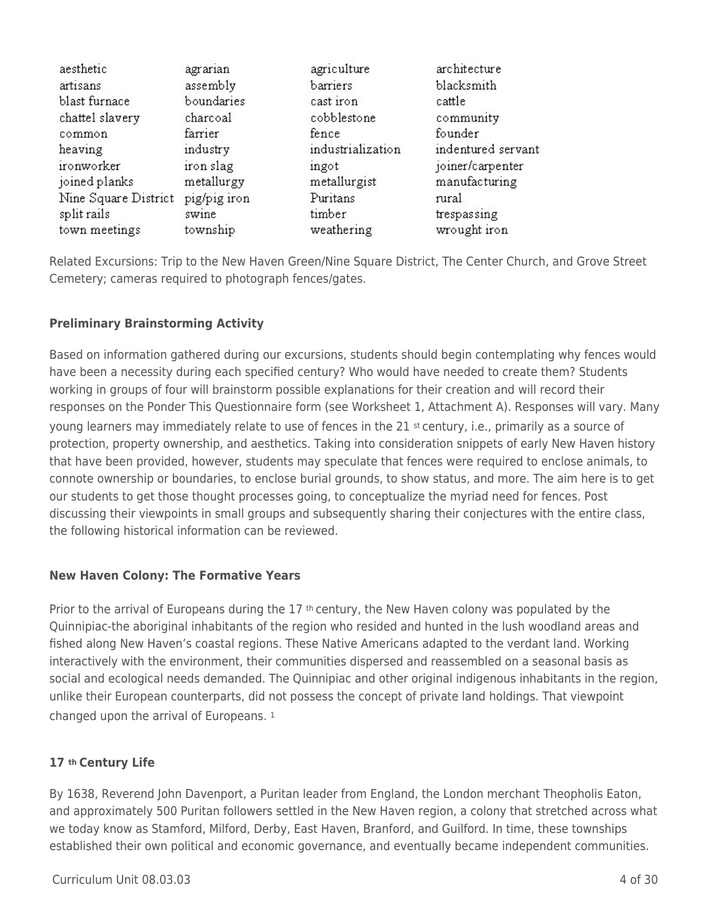| | | | |
|---|---|---|---|
| aesthetic | agrarian | agriculture | architecture |
| artisans | assembly | barriers | blacksmith |
| blast furnace | boundaries | cast iron | cattle |
| chattel slavery | charcoal | cobblestone | community |
| common | farrier | fence | founder |
| heaving | industry | industrialization | indentured servant |
| ironworker | iron slag | ingot | joiner/carpenter |
| joined planks | metallurgy | metallurgist | manufacturing |
| Nine Square District | pig/pig iron | Puritans | rural |
| split rails | swine | timber | trespassing |
| town meetings | township | weathering | wrought iron |

Related Excursions: Trip to the New Haven Green/Nine Square District, The Center Church, and Grove Street Cemetery; cameras required to photograph fences/gates.

### Preliminary Brainstorming Activity

Based on information gathered during our excursions, students should begin contemplating why fences would have been a necessity during each specified century? Who would have needed to create them? Students working in groups of four will brainstorm possible explanations for their creation and will record their responses on the Ponder This Questionnaire form (see Worksheet 1, Attachment A). Responses will vary. Many young learners may immediately relate to use of fences in the 21st century, i.e., primarily as a source of protection, property ownership, and aesthetics. Taking into consideration snippets of early New Haven history that have been provided, however, students may speculate that fences were required to enclose animals, to connote ownership or boundaries, to enclose burial grounds, to show status, and more. The aim here is to get our students to get those thought processes going, to conceptualize the myriad need for fences. Post discussing their viewpoints in small groups and subsequently sharing their conjectures with the entire class, the following historical information can be reviewed.

### New Haven Colony: The Formative Years

Prior to the arrival of Europeans during the 17th century, the New Haven colony was populated by the Quinnipiac-the aboriginal inhabitants of the region who resided and hunted in the lush woodland areas and fished along New Haven's coastal regions. These Native Americans adapted to the verdant land. Working interactively with the environment, their communities dispersed and reassembled on a seasonal basis as social and ecological needs demanded. The Quinnipiac and other original indigenous inhabitants in the region, unlike their European counterparts, did not possess the concept of private land holdings. That viewpoint changed upon the arrival of Europeans. [1]

### 17th Century Life

By 1638, Reverend John Davenport, a Puritan leader from England, the London merchant Theopholis Eaton, and approximately 500 Puritan followers settled in the New Haven region, a colony that stretched across what we today know as Stamford, Milford, Derby, East Haven, Branford, and Guilford. In time, these townships established their own political and economic governance, and eventually became independent communities.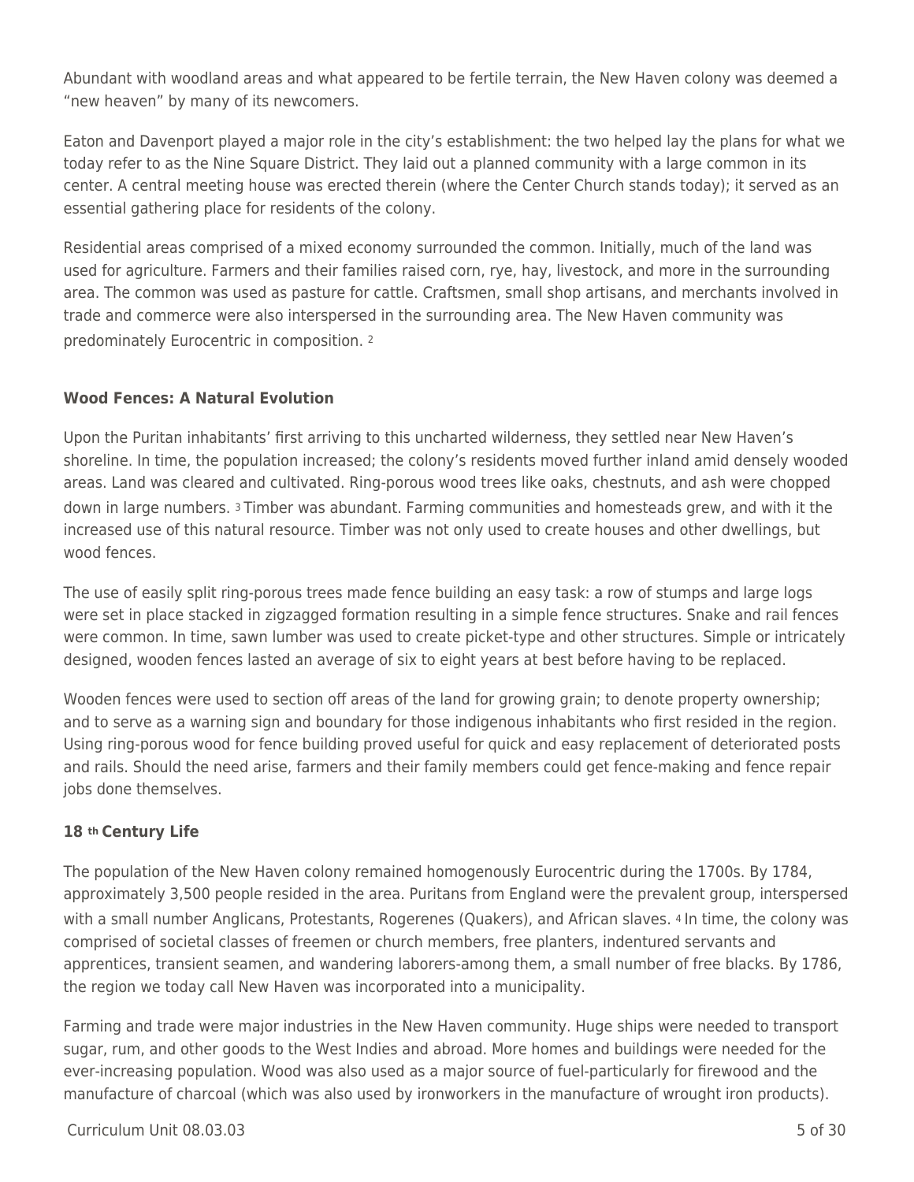Abundant with woodland areas and what appeared to be fertile terrain, the New Haven colony was deemed a "new heaven" by many of its newcomers.

Eaton and Davenport played a major role in the city's establishment: the two helped lay the plans for what we today refer to as the Nine Square District. They laid out a planned community with a large common in its center. A central meeting house was erected therein (where the Center Church stands today); it served as an essential gathering place for residents of the colony.

Residential areas comprised of a mixed economy surrounded the common. Initially, much of the land was used for agriculture. Farmers and their families raised corn, rye, hay, livestock, and more in the surrounding area. The common was used as pasture for cattle. Craftsmen, small shop artisans, and merchants involved in trade and commerce were also interspersed in the surrounding area. The New Haven community was predominately Eurocentric in composition. [2]

### Wood Fences: A Natural Evolution

Upon the Puritan inhabitants' first arriving to this uncharted wilderness, they settled near New Haven's shoreline. In time, the population increased; the colony's residents moved further inland amid densely wooded areas. Land was cleared and cultivated. Ring-porous wood trees like oaks, chestnuts, and ash were chopped down in large numbers. [3] Timber was abundant. Farming communities and homesteads grew, and with it the increased use of this natural resource. Timber was not only used to create houses and other dwellings, but wood fences.

The use of easily split ring-porous trees made fence building an easy task: a row of stumps and large logs were set in place stacked in zigzagged formation resulting in a simple fence structures. Snake and rail fences were common. In time, sawn lumber was used to create picket-type and other structures. Simple or intricately designed, wooden fences lasted an average of six to eight years at best before having to be replaced.

Wooden fences were used to section off areas of the land for growing grain; to denote property ownership; and to serve as a warning sign and boundary for those indigenous inhabitants who first resided in the region. Using ring-porous wood for fence building proved useful for quick and easy replacement of deteriorated posts and rails. Should the need arise, farmers and their family members could get fence-making and fence repair jobs done themselves.

### 18th Century Life

The population of the New Haven colony remained homogenously Eurocentric during the 1700s. By 1784, approximately 3,500 people resided in the area. Puritans from England were the prevalent group, interspersed with a small number Anglicans, Protestants, Rogerenes (Quakers), and African slaves. [4] In time, the colony was comprised of societal classes of freemen or church members, free planters, indentured servants and apprentices, transient seamen, and wandering laborers-among them, a small number of free blacks. By 1786, the region we today call New Haven was incorporated into a municipality.

Farming and trade were major industries in the New Haven community. Huge ships were needed to transport sugar, rum, and other goods to the West Indies and abroad. More homes and buildings were needed for the ever-increasing population. Wood was also used as a major source of fuel-particularly for firewood and the manufacture of charcoal (which was also used by ironworkers in the manufacture of wrought iron products).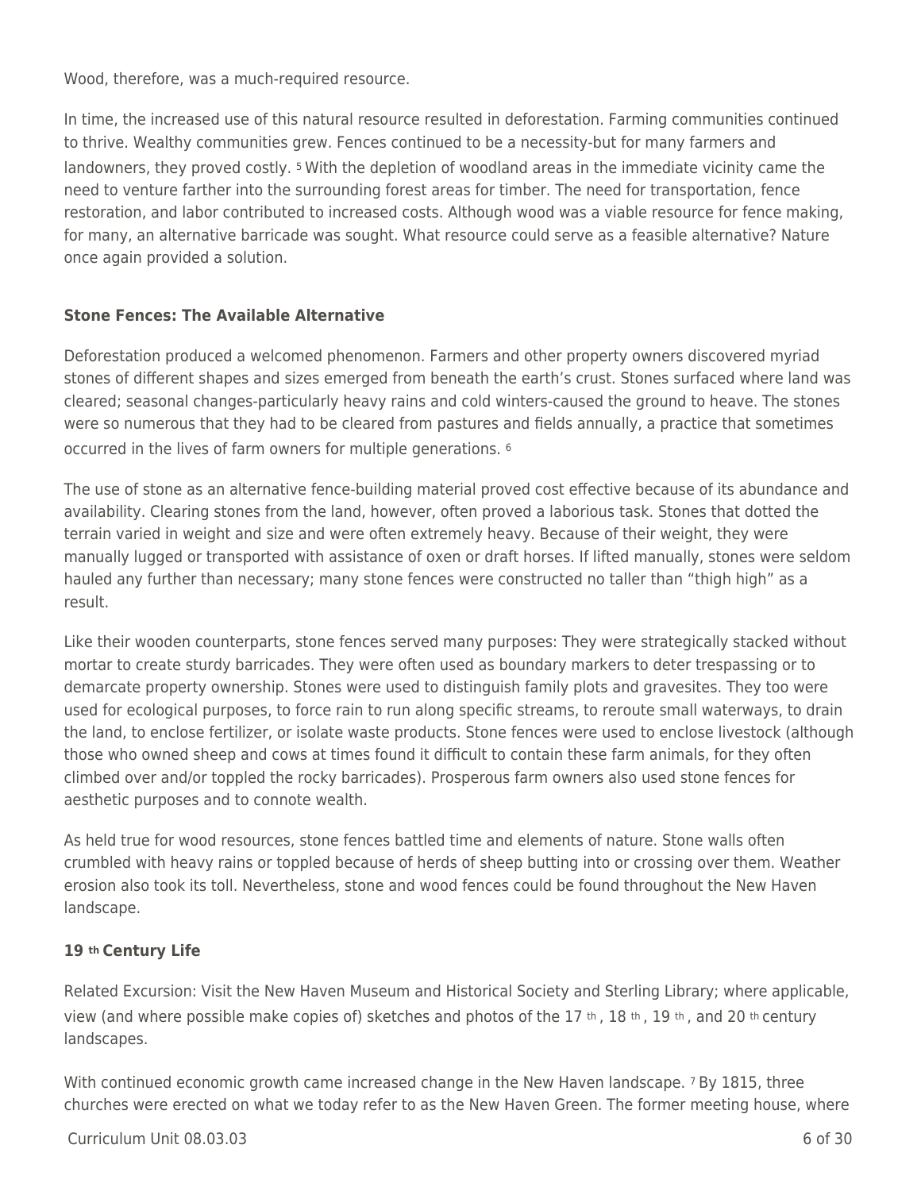Wood, therefore, was a much-required resource.

In time, the increased use of this natural resource resulted in deforestation. Farming communities continued to thrive. Wealthy communities grew. Fences continued to be a necessity-but for many farmers and landowners, they proved costly. [5] With the depletion of woodland areas in the immediate vicinity came the need to venture farther into the surrounding forest areas for timber. The need for transportation, fence restoration, and labor contributed to increased costs. Although wood was a viable resource for fence making, for many, an alternative barricade was sought. What resource could serve as a feasible alternative? Nature once again provided a solution.

### Stone Fences: The Available Alternative

Deforestation produced a welcomed phenomenon. Farmers and other property owners discovered myriad stones of different shapes and sizes emerged from beneath the earth's crust. Stones surfaced where land was cleared; seasonal changes-particularly heavy rains and cold winters-caused the ground to heave. The stones were so numerous that they had to be cleared from pastures and fields annually, a practice that sometimes occurred in the lives of farm owners for multiple generations. [6]

The use of stone as an alternative fence-building material proved cost effective because of its abundance and availability. Clearing stones from the land, however, often proved a laborious task. Stones that dotted the terrain varied in weight and size and were often extremely heavy. Because of their weight, they were manually lugged or transported with assistance of oxen or draft horses. If lifted manually, stones were seldom hauled any further than necessary; many stone fences were constructed no taller than "thigh high" as a result.

Like their wooden counterparts, stone fences served many purposes: They were strategically stacked without mortar to create sturdy barricades. They were often used as boundary markers to deter trespassing or to demarcate property ownership. Stones were used to distinguish family plots and gravesites. They too were used for ecological purposes, to force rain to run along specific streams, to reroute small waterways, to drain the land, to enclose fertilizer, or isolate waste products. Stone fences were used to enclose livestock (although those who owned sheep and cows at times found it difficult to contain these farm animals, for they often climbed over and/or toppled the rocky barricades). Prosperous farm owners also used stone fences for aesthetic purposes and to connote wealth.

As held true for wood resources, stone fences battled time and elements of nature. Stone walls often crumbled with heavy rains or toppled because of herds of sheep butting into or crossing over them. Weather erosion also took its toll. Nevertheless, stone and wood fences could be found throughout the New Haven landscape.

### 19th Century Life

Related Excursion: Visit the New Haven Museum and Historical Society and Sterling Library; where applicable, view (and where possible make copies of) sketches and photos of the 17th, 18th, 19th, and 20th century landscapes.

With continued economic growth came increased change in the New Haven landscape. [7] By 1815, three churches were erected on what we today refer to as the New Haven Green. The former meeting house, where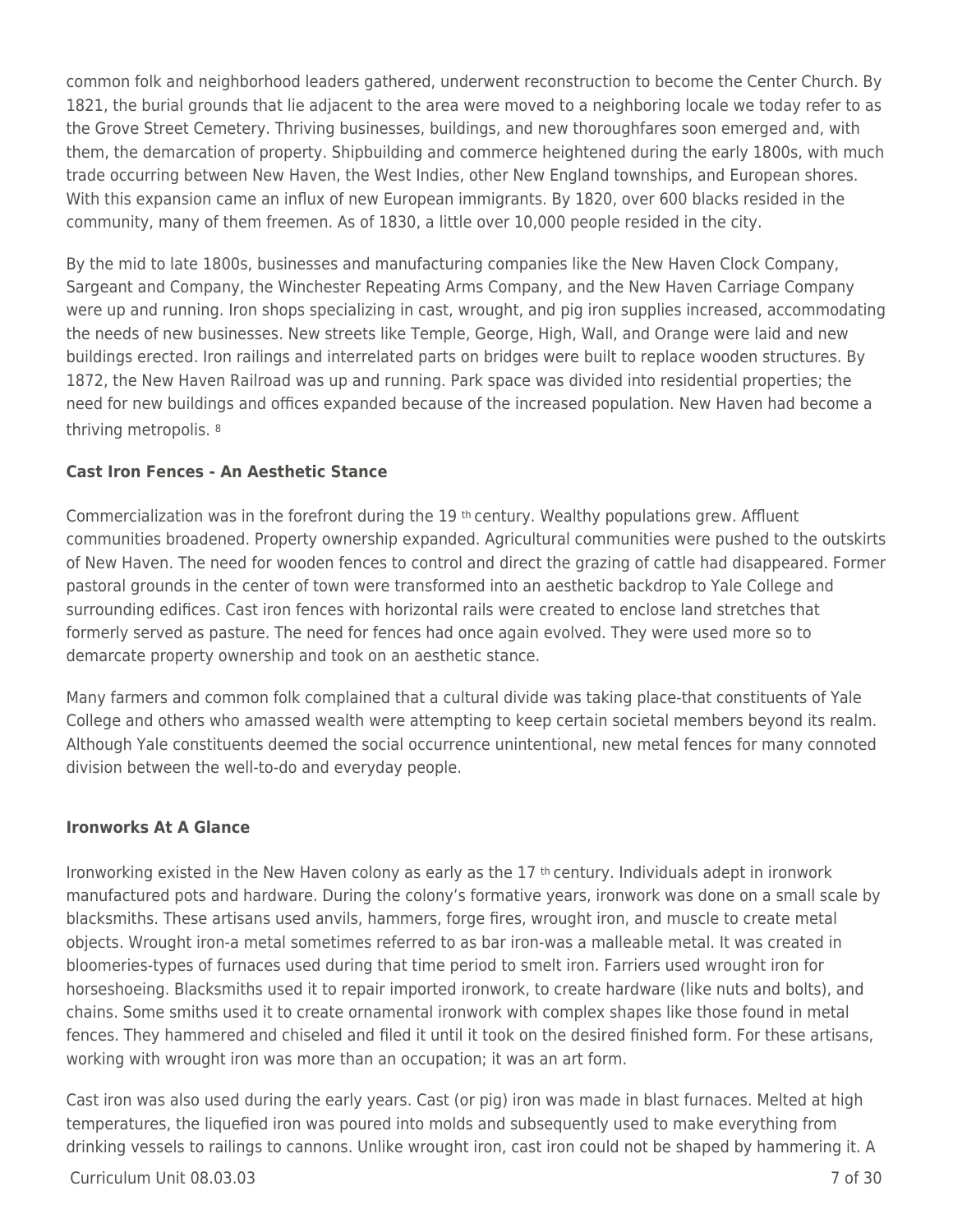common folk and neighborhood leaders gathered, underwent reconstruction to become the Center Church. By 1821, the burial grounds that lie adjacent to the area were moved to a neighboring locale we today refer to as the Grove Street Cemetery. Thriving businesses, buildings, and new thoroughfares soon emerged and, with them, the demarcation of property. Shipbuilding and commerce heightened during the early 1800s, with much trade occurring between New Haven, the West Indies, other New England townships, and European shores. With this expansion came an influx of new European immigrants. By 1820, over 600 blacks resided in the community, many of them freemen. As of 1830, a little over 10,000 people resided in the city.

By the mid to late 1800s, businesses and manufacturing companies like the New Haven Clock Company, Sargeant and Company, the Winchester Repeating Arms Company, and the New Haven Carriage Company were up and running. Iron shops specializing in cast, wrought, and pig iron supplies increased, accommodating the needs of new businesses. New streets like Temple, George, High, Wall, and Orange were laid and new buildings erected. Iron railings and interrelated parts on bridges were built to replace wooden structures. By 1872, the New Haven Railroad was up and running. Park space was divided into residential properties; the need for new buildings and offices expanded because of the increased population. New Haven had become a thriving metropolis. [8]

**Cast Iron Fences - An Aesthetic Stance**

Commercialization was in the forefront during the 19th century. Wealthy populations grew. Affluent communities broadened. Property ownership expanded. Agricultural communities were pushed to the outskirts of New Haven. The need for wooden fences to control and direct the grazing of cattle had disappeared. Former pastoral grounds in the center of town were transformed into an aesthetic backdrop to Yale College and surrounding edifices. Cast iron fences with horizontal rails were created to enclose land stretches that formerly served as pasture. The need for fences had once again evolved. They were used more so to demarcate property ownership and took on an aesthetic stance.

Many farmers and common folk complained that a cultural divide was taking place-that constituents of Yale College and others who amassed wealth were attempting to keep certain societal members beyond its realm. Although Yale constituents deemed the social occurrence unintentional, new metal fences for many connoted division between the well-to-do and everyday people.

**Ironworks At A Glance**

Ironworking existed in the New Haven colony as early as the 17th century. Individuals adept in ironwork manufactured pots and hardware. During the colony's formative years, ironwork was done on a small scale by blacksmiths. These artisans used anvils, hammers, forge fires, wrought iron, and muscle to create metal objects. Wrought iron-a metal sometimes referred to as bar iron-was a malleable metal. It was created in bloomeries-types of furnaces used during that time period to smelt iron. Farriers used wrought iron for horseshoeing. Blacksmiths used it to repair imported ironwork, to create hardware (like nuts and bolts), and chains. Some smiths used it to create ornamental ironwork with complex shapes like those found in metal fences. They hammered and chiseled and filed it until it took on the desired finished form. For these artisans, working with wrought iron was more than an occupation; it was an art form.

Cast iron was also used during the early years. Cast (or pig) iron was made in blast furnaces. Melted at high temperatures, the liquefied iron was poured into molds and subsequently used to make everything from drinking vessels to railings to cannons. Unlike wrought iron, cast iron could not be shaped by hammering it. A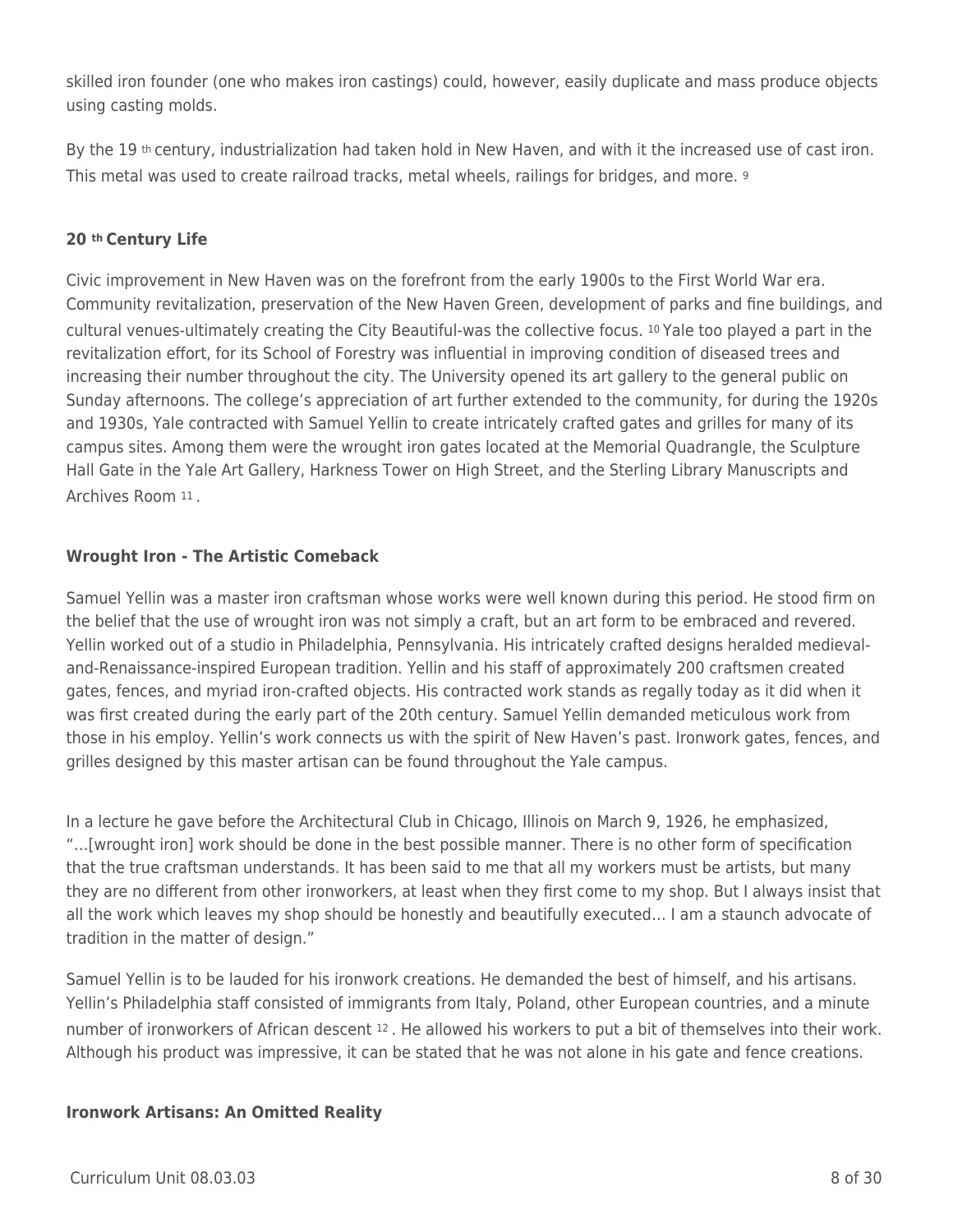skilled iron founder (one who makes iron castings) could, however, easily duplicate and mass produce objects using casting molds.

By the 19th century, industrialization had taken hold in New Haven, and with it the increased use of cast iron. This metal was used to create railroad tracks, metal wheels, railings for bridges, and more. [9]

### 20th Century Life

Civic improvement in New Haven was on the forefront from the early 1900s to the First World War era. Community revitalization, preservation of the New Haven Green, development of parks and fine buildings, and cultural venues-ultimately creating the City Beautiful-was the collective focus. [10] Yale too played a part in the revitalization effort, for its School of Forestry was influential in improving condition of diseased trees and increasing their number throughout the city. The University opened its art gallery to the general public on Sunday afternoons. The college's appreciation of art further extended to the community, for during the 1920s and 1930s, Yale contracted with Samuel Yellin to create intricately crafted gates and grilles for many of its campus sites. Among them were the wrought iron gates located at the Memorial Quadrangle, the Sculpture Hall Gate in the Yale Art Gallery, Harkness Tower on High Street, and the Sterling Library Manuscripts and Archives Room [11].

### Wrought Iron - The Artistic Comeback

Samuel Yellin was a master iron craftsman whose works were well known during this period. He stood firm on the belief that the use of wrought iron was not simply a craft, but an art form to be embraced and revered. Yellin worked out of a studio in Philadelphia, Pennsylvania. His intricately crafted designs heralded medieval-and-Renaissance-inspired European tradition. Yellin and his staff of approximately 200 craftsmen created gates, fences, and myriad iron-crafted objects. His contracted work stands as regally today as it did when it was first created during the early part of the 20th century. Samuel Yellin demanded meticulous work from those in his employ. Yellin's work connects us with the spirit of New Haven's past. Ironwork gates, fences, and grilles designed by this master artisan can be found throughout the Yale campus.

In a lecture he gave before the Architectural Club in Chicago, Illinois on March 9, 1926, he emphasized, "...[wrought iron] work should be done in the best possible manner. There is no other form of specification that the true craftsman understands. It has been said to me that all my workers must be artists, but many they are no different from other ironworkers, at least when they first come to my shop. But I always insist that all the work which leaves my shop should be honestly and beautifully executed... I am a staunch advocate of tradition in the matter of design."

Samuel Yellin is to be lauded for his ironwork creations. He demanded the best of himself, and his artisans. Yellin's Philadelphia staff consisted of immigrants from Italy, Poland, other European countries, and a minute number of ironworkers of African descent [12]. He allowed his workers to put a bit of themselves into their work. Although his product was impressive, it can be stated that he was not alone in his gate and fence creations.

### Ironwork Artisans: An Omitted Reality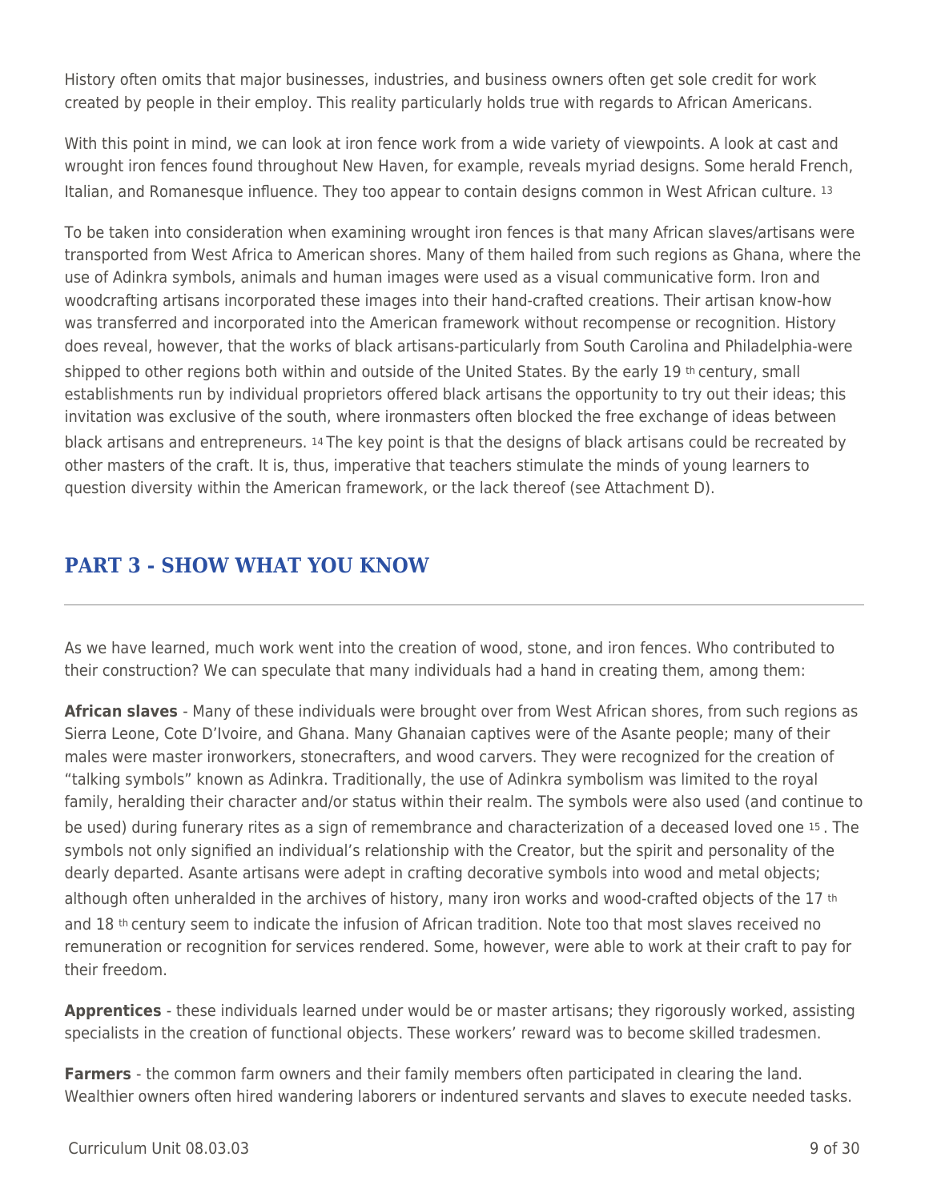History often omits that major businesses, industries, and business owners often get sole credit for work created by people in their employ. This reality particularly holds true with regards to African Americans.

With this point in mind, we can look at iron fence work from a wide variety of viewpoints. A look at cast and wrought iron fences found throughout New Haven, for example, reveals myriad designs. Some herald French, Italian, and Romanesque influence. They too appear to contain designs common in West African culture. [13]

To be taken into consideration when examining wrought iron fences is that many African slaves/artisans were transported from West Africa to American shores. Many of them hailed from such regions as Ghana, where the use of Adinkra symbols, animals and human images were used as a visual communicative form. Iron and woodcrafting artisans incorporated these images into their hand-crafted creations. Their artisan know-how was transferred and incorporated into the American framework without recompense or recognition. History does reveal, however, that the works of black artisans-particularly from South Carolina and Philadelphia-were shipped to other regions both within and outside of the United States. By the early 19th century, small establishments run by individual proprietors offered black artisans the opportunity to try out their ideas; this invitation was exclusive of the south, where ironmasters often blocked the free exchange of ideas between black artisans and entrepreneurs. [14] The key point is that the designs of black artisans could be recreated by other masters of the craft. It is, thus, imperative that teachers stimulate the minds of young learners to question diversity within the American framework, or the lack thereof (see Attachment D).

## PART 3 - SHOW WHAT YOU KNOW

As we have learned, much work went into the creation of wood, stone, and iron fences. Who contributed to their construction? We can speculate that many individuals had a hand in creating them, among them:

**African slaves** - Many of these individuals were brought over from West African shores, from such regions as Sierra Leone, Cote D'Ivoire, and Ghana. Many Ghanaian captives were of the Asante people; many of their males were master ironworkers, stonecrafters, and wood carvers. They were recognized for the creation of "talking symbols" known as Adinkra. Traditionally, the use of Adinkra symbolism was limited to the royal family, heralding their character and/or status within their realm. The symbols were also used (and continue to be used) during funerary rites as a sign of remembrance and characterization of a deceased loved one [15]. The symbols not only signified an individual's relationship with the Creator, but the spirit and personality of the dearly departed. Asante artisans were adept in crafting decorative symbols into wood and metal objects; although often unheralded in the archives of history, many iron works and wood-crafted objects of the 17th and 18th century seem to indicate the infusion of African tradition. Note too that most slaves received no remuneration or recognition for services rendered. Some, however, were able to work at their craft to pay for their freedom.

**Apprentices** - these individuals learned under would be or master artisans; they rigorously worked, assisting specialists in the creation of functional objects. These workers' reward was to become skilled tradesmen.

**Farmers** - the common farm owners and their family members often participated in clearing the land. Wealthier owners often hired wandering laborers or indentured servants and slaves to execute needed tasks.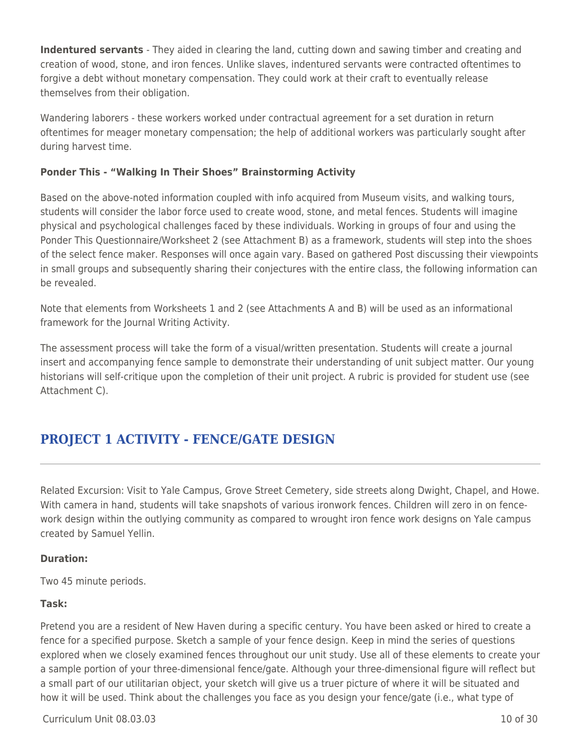**Indentured servants** - They aided in clearing the land, cutting down and sawing timber and creating and creation of wood, stone, and iron fences. Unlike slaves, indentured servants were contracted oftentimes to forgive a debt without monetary compensation. They could work at their craft to eventually release themselves from their obligation.

Wandering laborers - these workers worked under contractual agreement for a set duration in return oftentimes for meager monetary compensation; the help of additional workers was particularly sought after during harvest time.

**Ponder This - "Walking In Their Shoes" Brainstorming Activity**

Based on the above-noted information coupled with info acquired from Museum visits, and walking tours, students will consider the labor force used to create wood, stone, and metal fences. Students will imagine physical and psychological challenges faced by these individuals. Working in groups of four and using the Ponder This Questionnaire/Worksheet 2 (see Attachment B) as a framework, students will step into the shoes of the select fence maker. Responses will once again vary. Based on gathered Post discussing their viewpoints in small groups and subsequently sharing their conjectures with the entire class, the following information can be revealed.

Note that elements from Worksheets 1 and 2 (see Attachments A and B) will be used as an informational framework for the Journal Writing Activity.

The assessment process will take the form of a visual/written presentation. Students will create a journal insert and accompanying fence sample to demonstrate their understanding of unit subject matter. Our young historians will self-critique upon the completion of their unit project. A rubric is provided for student use (see Attachment C).

## PROJECT 1 ACTIVITY - FENCE/GATE DESIGN

Related Excursion: Visit to Yale Campus, Grove Street Cemetery, side streets along Dwight, Chapel, and Howe. With camera in hand, students will take snapshots of various ironwork fences. Children will zero in on fence-work design within the outlying community as compared to wrought iron fence work designs on Yale campus created by Samuel Yellin.

**Duration:**

Two 45 minute periods.

**Task:**

Pretend you are a resident of New Haven during a specific century. You have been asked or hired to create a fence for a specified purpose. Sketch a sample of your fence design. Keep in mind the series of questions explored when we closely examined fences throughout our unit study. Use all of these elements to create your a sample portion of your three-dimensional fence/gate. Although your three-dimensional figure will reflect but a small part of our utilitarian object, your sketch will give us a truer picture of where it will be situated and how it will be used. Think about the challenges you face as you design your fence/gate (i.e., what type of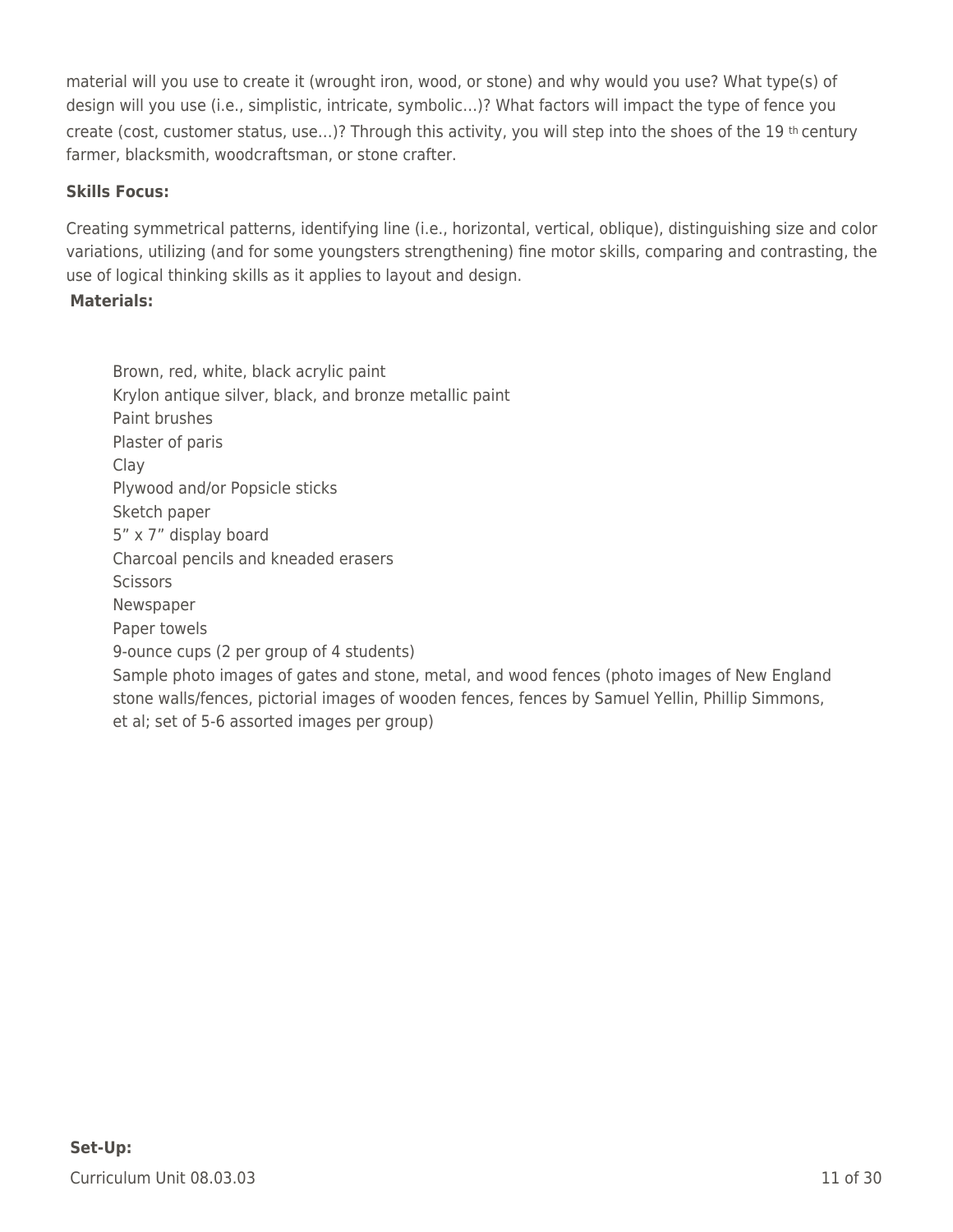material will you use to create it (wrought iron, wood, or stone) and why would you use? What type(s) of design will you use (i.e., simplistic, intricate, symbolic…)? What factors will impact the type of fence you create (cost, customer status, use…)? Through this activity, you will step into the shoes of the 19 th century farmer, blacksmith, woodcraftsman, or stone crafter.

**Skills Focus:**

Creating symmetrical patterns, identifying line (i.e., horizontal, vertical, oblique), distinguishing size and color variations, utilizing (and for some youngsters strengthening) fine motor skills, comparing and contrasting, the use of logical thinking skills as it applies to layout and design.

**Materials:**

- Brown, red, white, black acrylic paint
- Krylon antique silver, black, and bronze metallic paint
- Paint brushes
- Plaster of paris
- Clay
- Plywood and/or Popsicle sticks
- Sketch paper
- 5” x 7” display board
- Charcoal pencils and kneaded erasers
- Scissors
- Newspaper
- Paper towels
- 9-ounce cups (2 per group of 4 students)
- Sample photo images of gates and stone, metal, and wood fences (photo images of New England stone walls/fences, pictorial images of wooden fences, fences by Samuel Yellin, Phillip Simmons, et al; set of 5-6 assorted images per group)

**Set-Up:**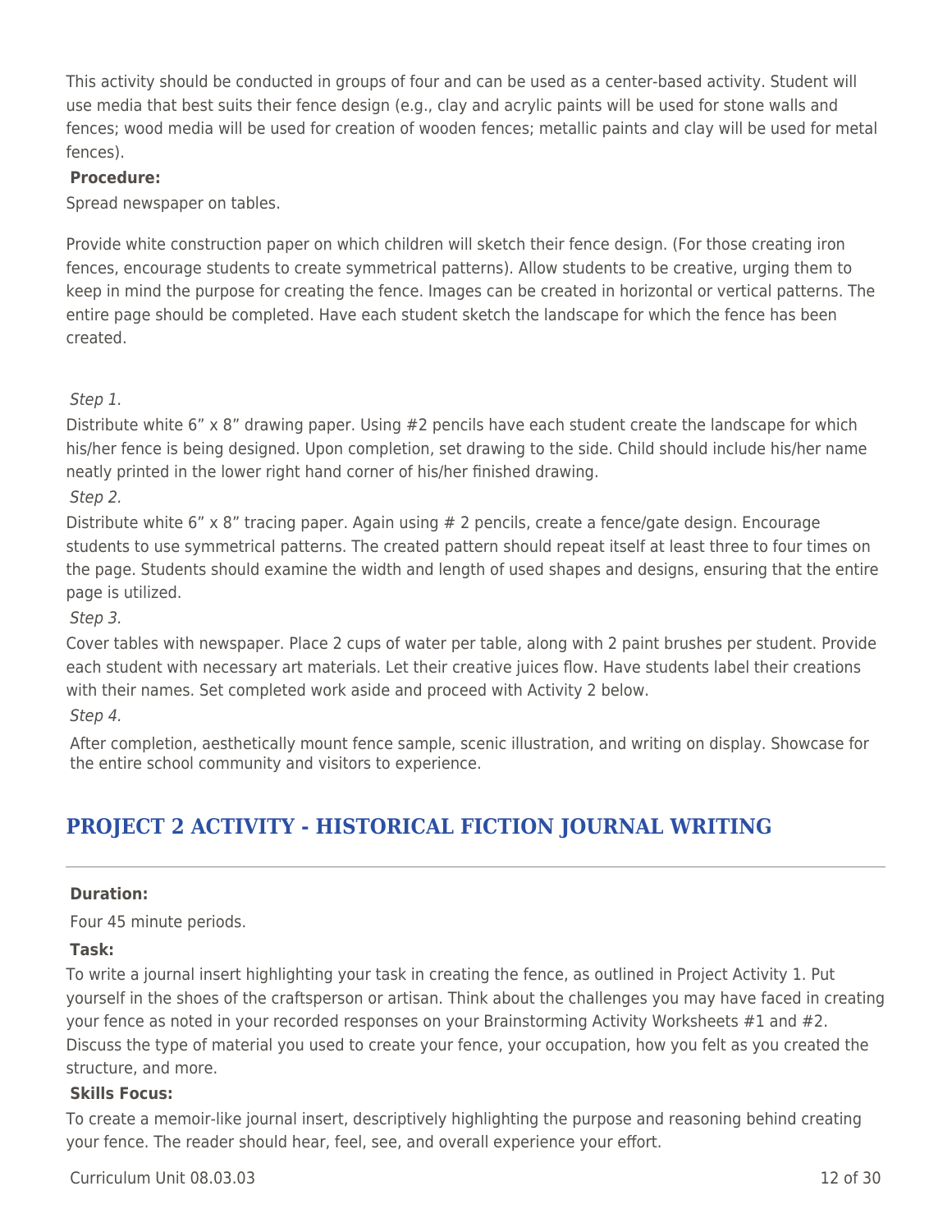This activity should be conducted in groups of four and can be used as a center-based activity. Student will use media that best suits their fence design (e.g., clay and acrylic paints will be used for stone walls and fences; wood media will be used for creation of wooden fences; metallic paints and clay will be used for metal fences).

**Procedure:**

Spread newspaper on tables.

Provide white construction paper on which children will sketch their fence design. (For those creating iron fences, encourage students to create symmetrical patterns). Allow students to be creative, urging them to keep in mind the purpose for creating the fence. Images can be created in horizontal or vertical patterns. The entire page should be completed. Have each student sketch the landscape for which the fence has been created.

*Step 1.*

Distribute white 6" x 8" drawing paper. Using #2 pencils have each student create the landscape for which his/her fence is being designed. Upon completion, set drawing to the side. Child should include his/her name neatly printed in the lower right hand corner of his/her finished drawing.

*Step 2.*

Distribute white 6" x 8" tracing paper. Again using # 2 pencils, create a fence/gate design. Encourage students to use symmetrical patterns. The created pattern should repeat itself at least three to four times on the page. Students should examine the width and length of used shapes and designs, ensuring that the entire page is utilized.

*Step 3.*

Cover tables with newspaper. Place 2 cups of water per table, along with 2 paint brushes per student. Provide each student with necessary art materials. Let their creative juices flow. Have students label their creations with their names. Set completed work aside and proceed with Activity 2 below.

*Step 4.*

After completion, aesthetically mount fence sample, scenic illustration, and writing on display. Showcase for the entire school community and visitors to experience.

## PROJECT 2 ACTIVITY - HISTORICAL FICTION JOURNAL WRITING

**Duration:**

Four 45 minute periods.

**Task:**

To write a journal insert highlighting your task in creating the fence, as outlined in Project Activity 1. Put yourself in the shoes of the craftsperson or artisan. Think about the challenges you may have faced in creating your fence as noted in your recorded responses on your Brainstorming Activity Worksheets #1 and #2. Discuss the type of material you used to create your fence, your occupation, how you felt as you created the structure, and more.

**Skills Focus:**

To create a memoir-like journal insert, descriptively highlighting the purpose and reasoning behind creating your fence. The reader should hear, feel, see, and overall experience your effort.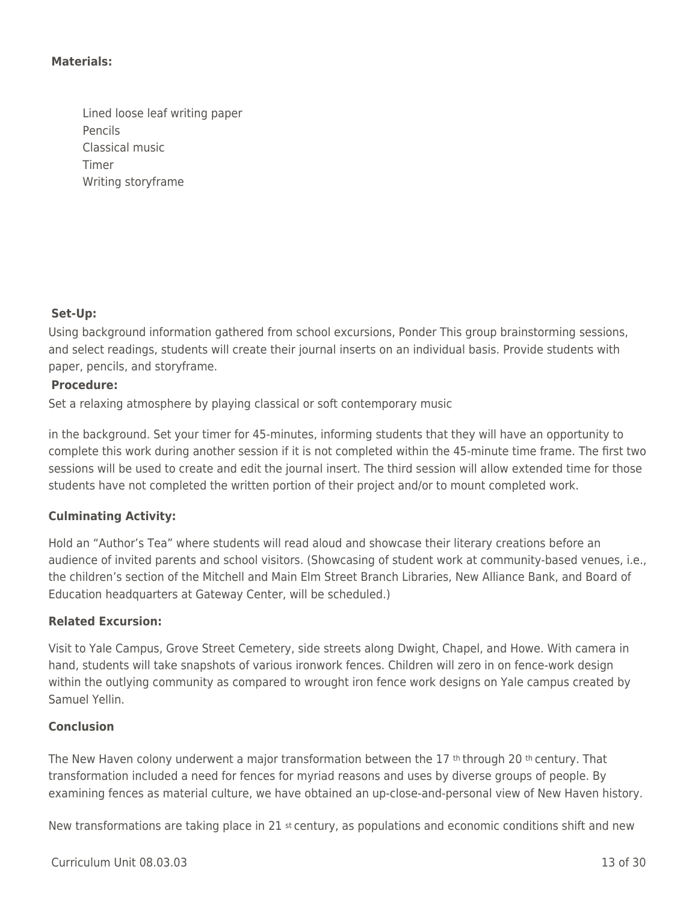**Materials:**

- Lined loose leaf writing paper
- Pencils
- Classical music
- Timer
- Writing storyframe

**Set-Up:**

Using background information gathered from school excursions, Ponder This group brainstorming sessions, and select readings, students will create their journal inserts on an individual basis. Provide students with paper, pencils, and storyframe.

**Procedure:**

Set a relaxing atmosphere by playing classical or soft contemporary music

in the background. Set your timer for 45-minutes, informing students that they will have an opportunity to complete this work during another session if it is not completed within the 45-minute time frame. The first two sessions will be used to create and edit the journal insert. The third session will allow extended time for those students have not completed the written portion of their project and/or to mount completed work.

**Culminating Activity:**

Hold an "Author's Tea" where students will read aloud and showcase their literary creations before an audience of invited parents and school visitors. (Showcasing of student work at community-based venues, i.e., the children's section of the Mitchell and Main Elm Street Branch Libraries, New Alliance Bank, and Board of Education headquarters at Gateway Center, will be scheduled.)

**Related Excursion:**

Visit to Yale Campus, Grove Street Cemetery, side streets along Dwight, Chapel, and Howe. With camera in hand, students will take snapshots of various ironwork fences. Children will zero in on fence-work design within the outlying community as compared to wrought iron fence work designs on Yale campus created by Samuel Yellin.

**Conclusion**

The New Haven colony underwent a major transformation between the 17th through 20th century. That transformation included a need for fences for myriad reasons and uses by diverse groups of people. By examining fences as material culture, we have obtained an up-close-and-personal view of New Haven history.

New transformations are taking place in 21st century, as populations and economic conditions shift and new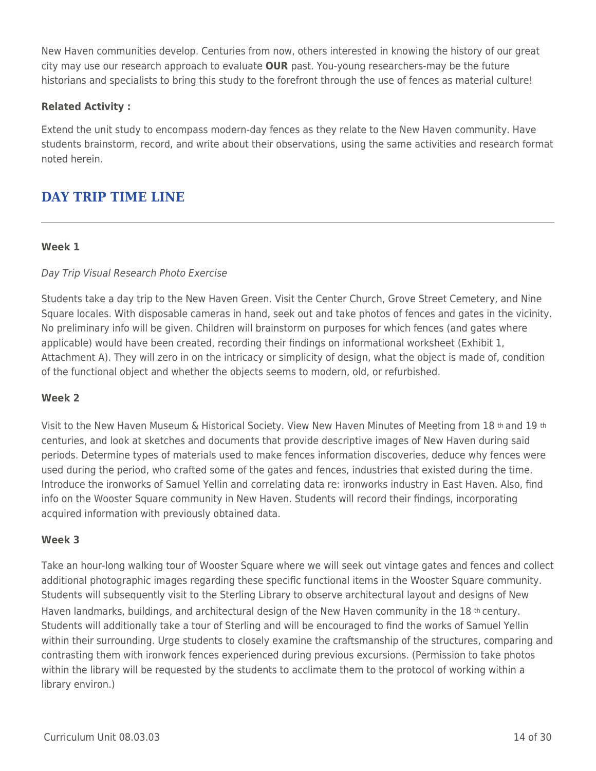New Haven communities develop. Centuries from now, others interested in knowing the history of our great city may use our research approach to evaluate **OUR** past. You-young researchers-may be the future historians and specialists to bring this study to the forefront through the use of fences as material culture!

**Related Activity :**

Extend the unit study to encompass modern-day fences as they relate to the New Haven community. Have students brainstorm, record, and write about their observations, using the same activities and research format noted herein.

## DAY TRIP TIME LINE

**Week 1**

*Day Trip Visual Research Photo Exercise*

Students take a day trip to the New Haven Green. Visit the Center Church, Grove Street Cemetery, and Nine Square locales. With disposable cameras in hand, seek out and take photos of fences and gates in the vicinity. No preliminary info will be given. Children will brainstorm on purposes for which fences (and gates where applicable) would have been created, recording their findings on informational worksheet (Exhibit 1, Attachment A). They will zero in on the intricacy or simplicity of design, what the object is made of, condition of the functional object and whether the objects seems to modern, old, or refurbished.

**Week 2**

Visit to the New Haven Museum & Historical Society. View New Haven Minutes of Meeting from 18 th and 19 th centuries, and look at sketches and documents that provide descriptive images of New Haven during said periods. Determine types of materials used to make fences information discoveries, deduce why fences were used during the period, who crafted some of the gates and fences, industries that existed during the time. Introduce the ironworks of Samuel Yellin and correlating data re: ironworks industry in East Haven. Also, find info on the Wooster Square community in New Haven. Students will record their findings, incorporating acquired information with previously obtained data.

**Week 3**

Take an hour-long walking tour of Wooster Square where we will seek out vintage gates and fences and collect additional photographic images regarding these specific functional items in the Wooster Square community. Students will subsequently visit to the Sterling Library to observe architectural layout and designs of New Haven landmarks, buildings, and architectural design of the New Haven community in the 18 th century. Students will additionally take a tour of Sterling and will be encouraged to find the works of Samuel Yellin within their surrounding. Urge students to closely examine the craftsmanship of the structures, comparing and contrasting them with ironwork fences experienced during previous excursions. (Permission to take photos within the library will be requested by the students to acclimate them to the protocol of working within a library environ.)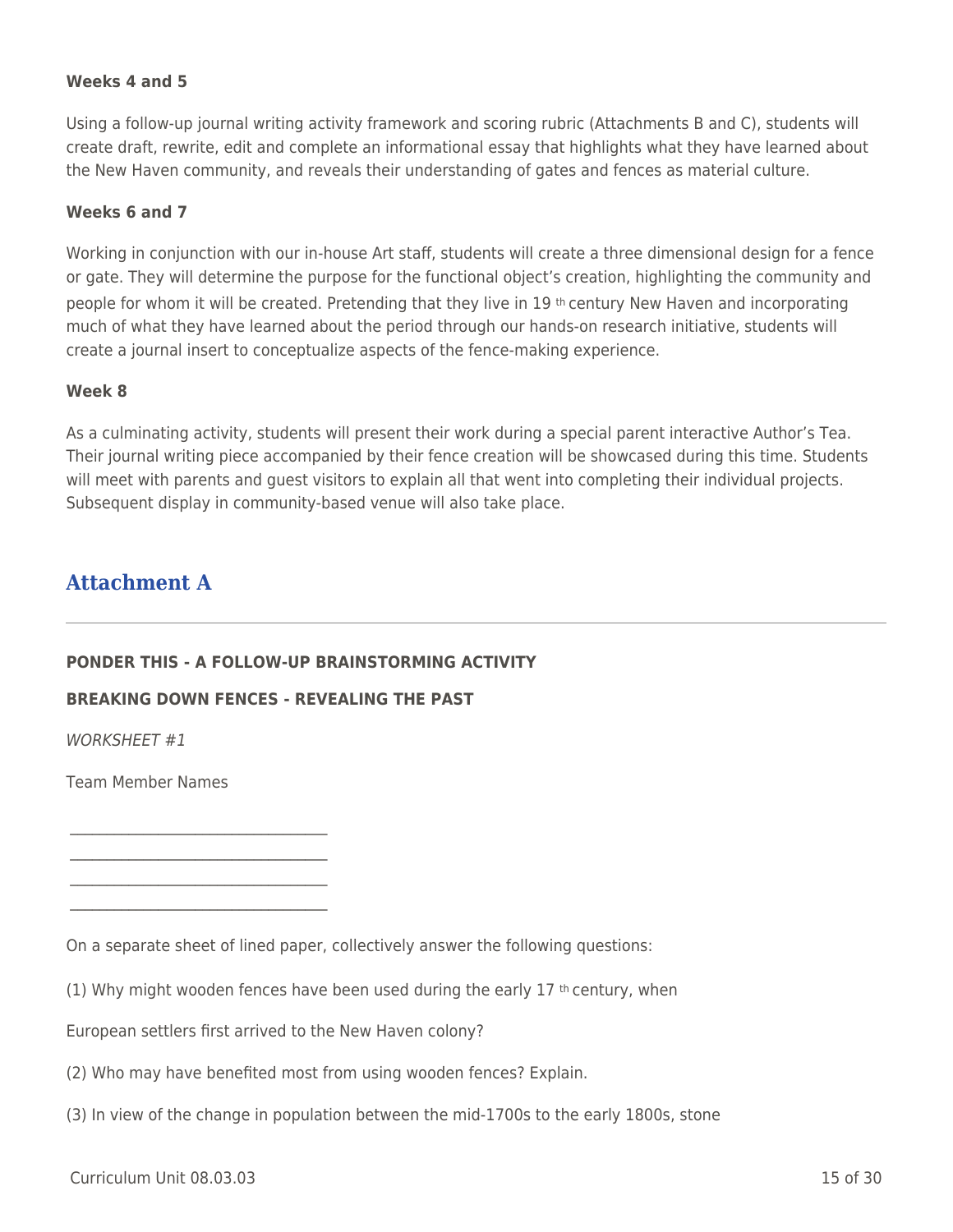**Weeks 4 and 5**

Using a follow-up journal writing activity framework and scoring rubric (Attachments B and C), students will create draft, rewrite, edit and complete an informational essay that highlights what they have learned about the New Haven community, and reveals their understanding of gates and fences as material culture.

**Weeks 6 and 7**

Working in conjunction with our in-house Art staff, students will create a three dimensional design for a fence or gate. They will determine the purpose for the functional object's creation, highlighting the community and people for whom it will be created. Pretending that they live in 19 th century New Haven and incorporating much of what they have learned about the period through our hands-on research initiative, students will create a journal insert to conceptualize aspects of the fence-making experience.

**Week 8**

As a culminating activity, students will present their work during a special parent interactive Author's Tea. Their journal writing piece accompanied by their fence creation will be showcased during this time. Students will meet with parents and guest visitors to explain all that went into completing their individual projects. Subsequent display in community-based venue will also take place.

## Attachment A

**PONDER THIS - A FOLLOW-UP BRAINSTORMING ACTIVITY**

**BREAKING DOWN FENCES - REVEALING THE PAST**

*WORKSHEET #1*

Team Member Names

\_\_\_\_\_\_\_\_\_\_\_\_\_\_\_\_\_\_\_\_\_\_\_\_\_\_\_\_\_\_\_\_\_\_

\_\_\_\_\_\_\_\_\_\_\_\_\_\_\_\_\_\_\_\_\_\_\_\_\_\_\_\_\_\_\_\_\_\_

\_\_\_\_\_\_\_\_\_\_\_\_\_\_\_\_\_\_\_\_\_\_\_\_\_\_\_\_\_\_\_\_\_\_

\_\_\_\_\_\_\_\_\_\_\_\_\_\_\_\_\_\_\_\_\_\_\_\_\_\_\_\_\_\_\_\_\_\_

On a separate sheet of lined paper, collectively answer the following questions:

(1) Why might wooden fences have been used during the early 17 th century, when

European settlers first arrived to the New Haven colony?

(2) Who may have benefited most from using wooden fences? Explain.

(3) In view of the change in population between the mid-1700s to the early 1800s, stone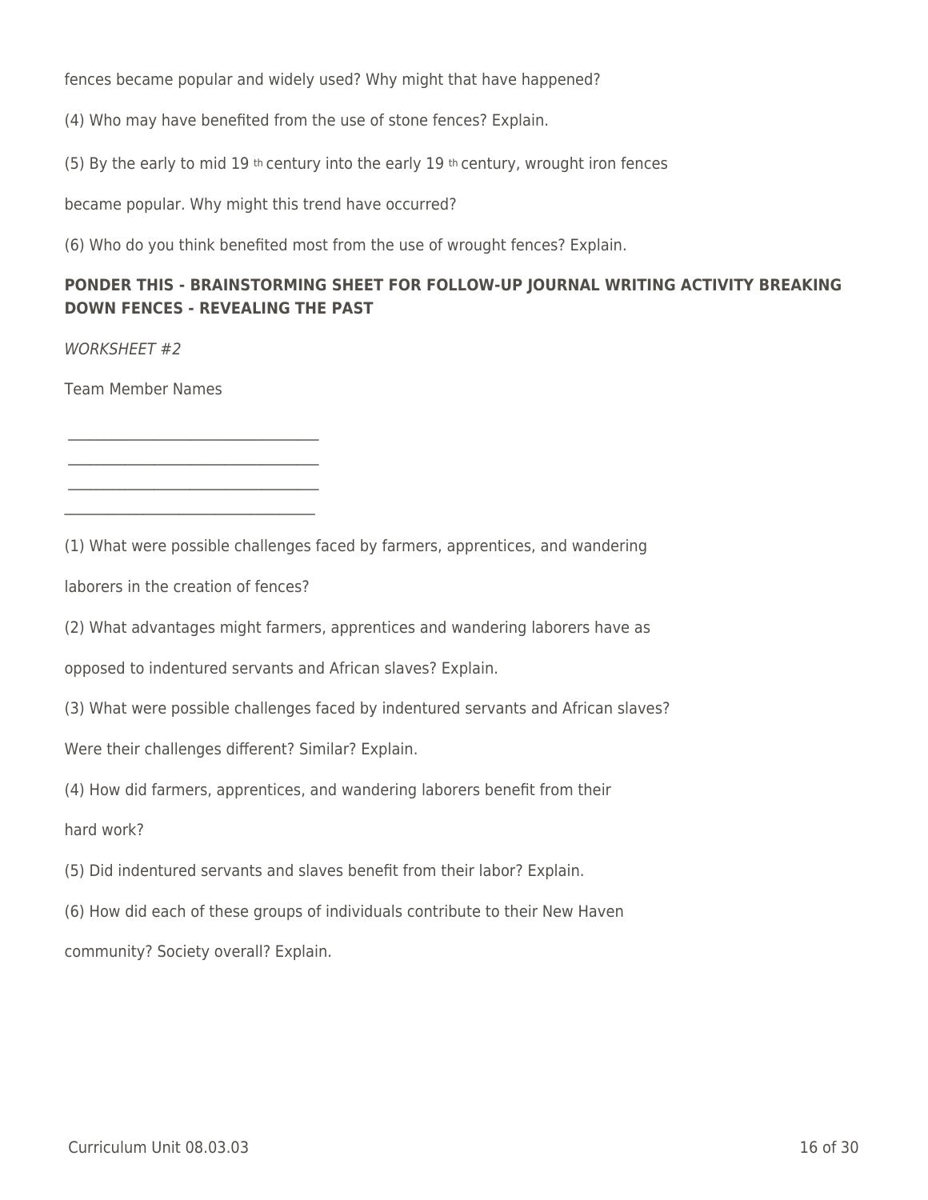fences became popular and widely used? Why might that have happened?

(4) Who may have benefited from the use of stone fences? Explain.

(5) By the early to mid 19 th century into the early 19 th century, wrought iron fences became popular. Why might this trend have occurred?

(6) Who do you think benefited most from the use of wrought fences? Explain.

**PONDER THIS - BRAINSTORMING SHEET FOR FOLLOW-UP JOURNAL WRITING ACTIVITY BREAKING DOWN FENCES - REVEALING THE PAST**

*WORKSHEET #2*

Team Member Names

\_\_\_\_\_\_\_\_\_\_\_\_\_\_\_\_\_\_\_\_\_\_\_\_\_\_\_\_\_\_\_\_

\_\_\_\_\_\_\_\_\_\_\_\_\_\_\_\_\_\_\_\_\_\_\_\_\_\_\_\_\_\_\_\_

\_\_\_\_\_\_\_\_\_\_\_\_\_\_\_\_\_\_\_\_\_\_\_\_\_\_\_\_\_\_\_\_

\_\_\_\_\_\_\_\_\_\_\_\_\_\_\_\_\_\_\_\_\_\_\_\_\_\_\_\_\_\_\_\_

(1) What were possible challenges faced by farmers, apprentices, and wandering laborers in the creation of fences?

(2) What advantages might farmers, apprentices and wandering laborers have as opposed to indentured servants and African slaves? Explain.

(3) What were possible challenges faced by indentured servants and African slaves? Were their challenges different? Similar? Explain.

(4) How did farmers, apprentices, and wandering laborers benefit from their hard work?

(5) Did indentured servants and slaves benefit from their labor? Explain.

(6) How did each of these groups of individuals contribute to their New Haven community? Society overall? Explain.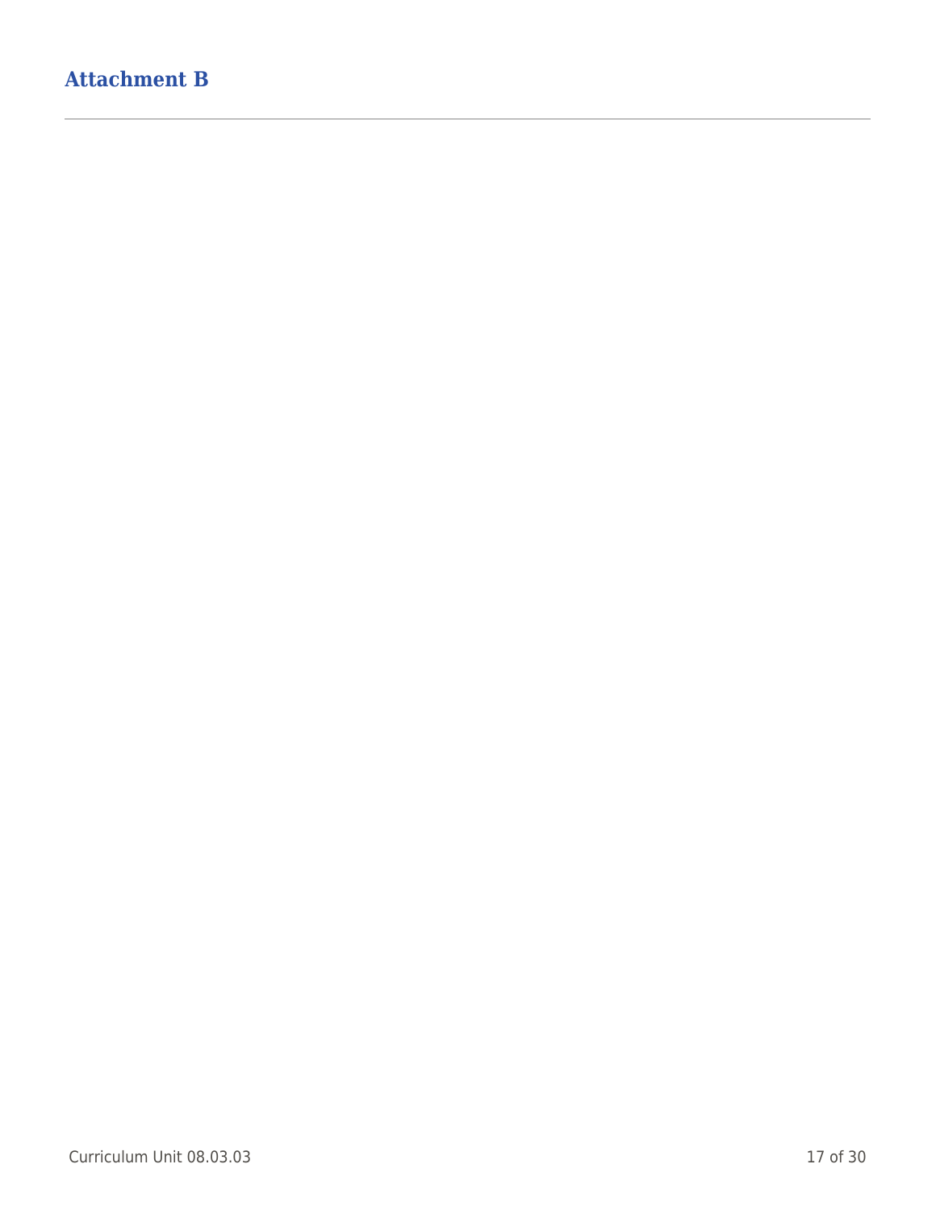## Attachment B

---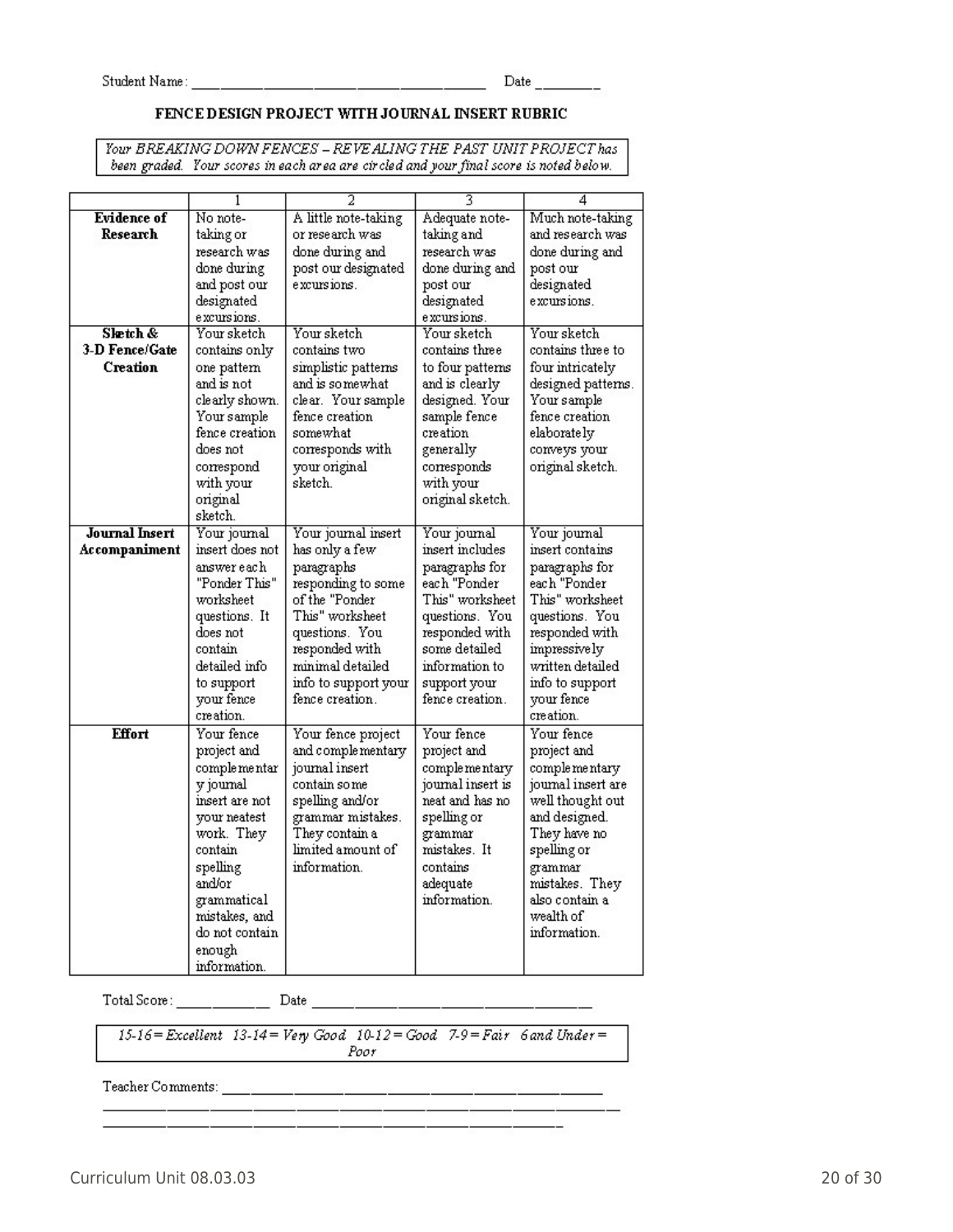Student Name: ______________________________________ Date ________

## FENCE DESIGN PROJECT WITH JOURNAL INSERT RUBRIC

*Your BREAKING DOWN FENCES – REVEALING THE PAST UNIT PROJECT has been graded. Your scores in each area are circled and your final score is noted below.*

| | 1 | 2 | 3 | 4 |
|---|---|---|---|---|
| **Evidence of Research** | No note-taking or research was done during and post our designated excursions. | A little note-taking or research was done during and post our designated excursions. | Adequate note-taking and research was done during and post our designated excursions. | Much note-taking and research was done during and post our designated excursions. |
| **Sketch & 3-D Fence/Gate Creation** | Your sketch contains only one pattern and is not clearly shown. Your sample fence creation does not correspond with your original sketch. | Your sketch contains two simplistic patterns and is somewhat clear. Your sample fence creation somewhat corresponds with your original sketch. | Your sketch contains three to four patterns and is clearly designed. Your sample fence creation generally corresponds with your original sketch. | Your sketch contains three to four intricately designed patterns. Your sample fence creation elaborately conveys your original sketch. |
| **Journal Insert Accompaniment** | Your journal insert does not answer each "Ponder This" worksheet questions. It does not contain detailed info to support your fence creation. | Your journal insert has only a few paragraphs responding to some of the "Ponder This" worksheet questions. You responded with minimal detailed info to support your fence creation. | Your journal insert includes paragraphs for each "Ponder This" worksheet questions. You responded with some detailed information to support your fence creation. | Your journal insert contains paragraphs for each "Ponder This" worksheet questions. You responded with impressively written detailed info to support your fence creation. |
| **Effort** | Your fence project and complementary journal insert are not your neatest work. They contain spelling and/or grammatical mistakes, and do not contain enough information. | Your fence project and complementary journal insert contain some spelling and/or grammar mistakes. They contain a limited amount of information. | Your fence project and complementary journal insert is neat and has no spelling or grammar mistakes. It contains adequate information. | Your fence project and complementary journal insert are well thought out and designed. They have no spelling or grammar mistakes. They also contain a wealth of information. |

Total Score: ___________ Date ________________________________

*15-16 = Excellent 13-14 = Very Good 10-12 = Good 7-9 = Fair 6 and Under = Poor*

Teacher Comments: ____________________________________________
________________________________________________________________
________________________________________________________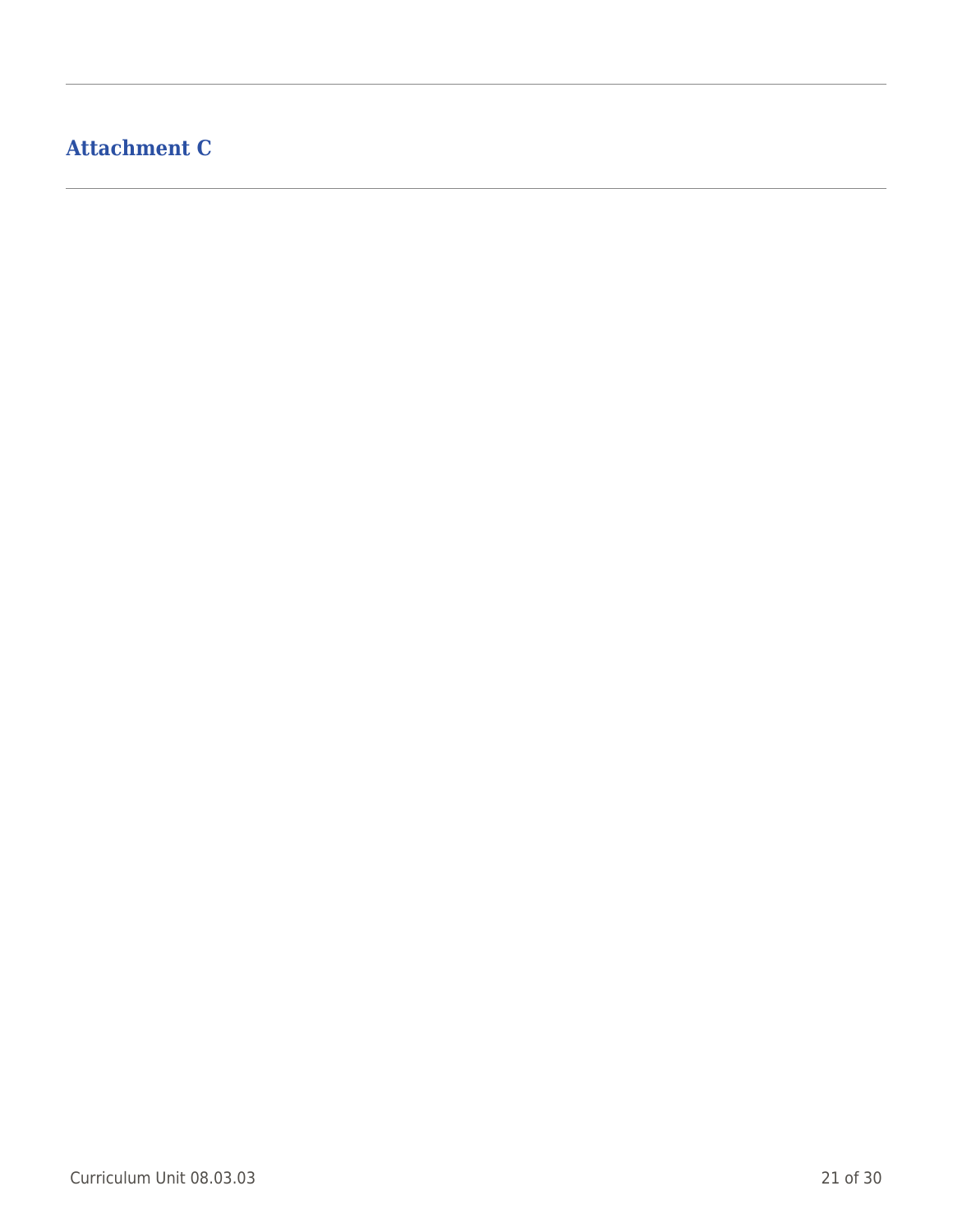## Attachment C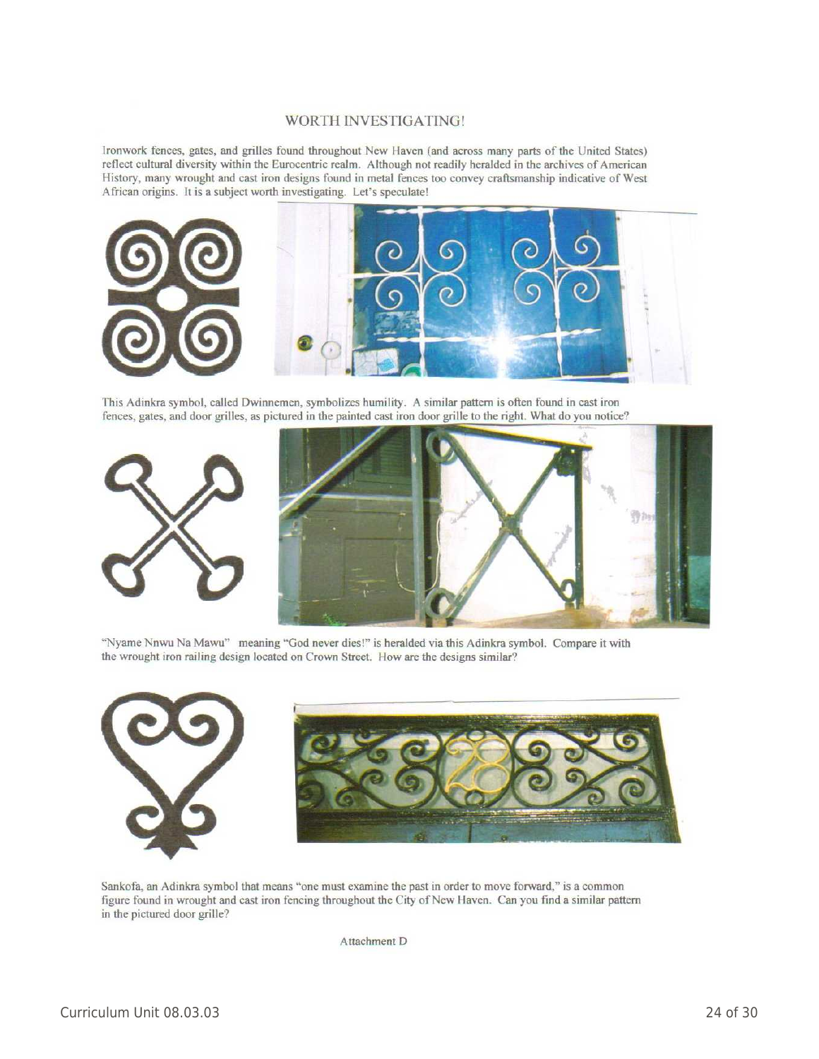## WORTH INVESTIGATING!

Ironwork fences, gates, and grilles found throughout New Haven (and across many parts of the United States) reflect cultural diversity within the Eurocentric realm. Although not readily heralded in the archives of American History, many wrought and cast iron designs found in metal fences too convey craftsmanship indicative of West African origins. It is a subject worth investigating. Let's speculate!

This Adinkra symbol, called Dwinnemen, symbolizes humility. A similar pattern is often found in cast iron fences, gates, and door grilles, as pictured in the painted cast iron door grille to the right. What do you notice?

"Nyame Nnwu Na Mawu" meaning "God never dies!" is heralded via this Adinkra symbol. Compare it with the wrought iron railing design located on Crown Street. How are the designs similar?

Sankofa, an Adinkra symbol that means "one must examine the past in order to move forward," is a common figure found in wrought and cast iron fencing throughout the City of New Haven. Can you find a similar pattern in the pictured door grille?

Attachment D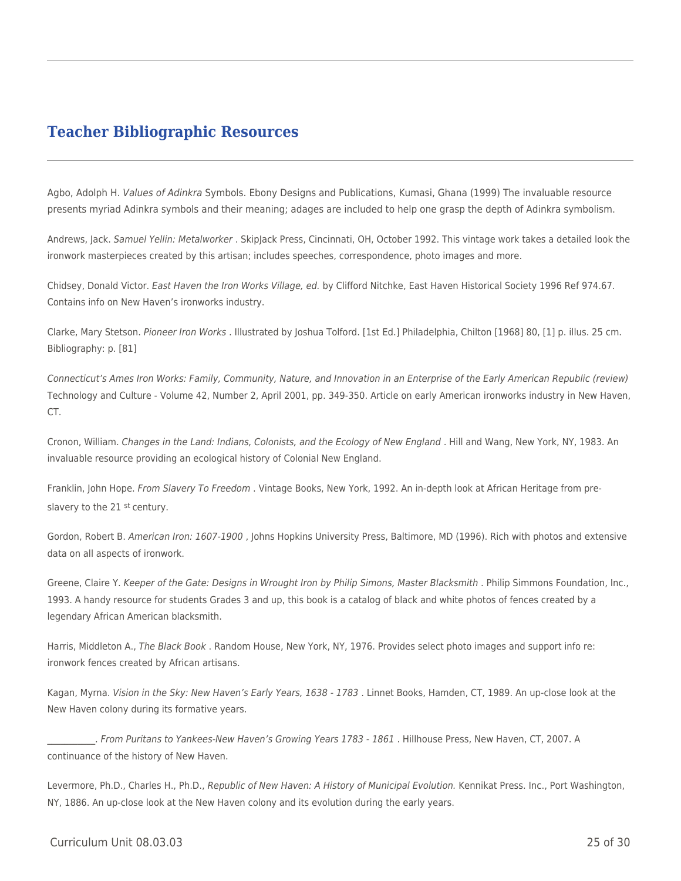## Teacher Bibliographic Resources

Agbo, Adolph H. *Values of Adinkra* Symbols. Ebony Designs and Publications, Kumasi, Ghana (1999) The invaluable resource presents myriad Adinkra symbols and their meaning; adages are included to help one grasp the depth of Adinkra symbolism.

Andrews, Jack. *Samuel Yellin: Metalworker* . SkipJack Press, Cincinnati, OH, October 1992. This vintage work takes a detailed look the ironwork masterpieces created by this artisan; includes speeches, correspondence, photo images and more.

Chidsey, Donald Victor. *East Haven the Iron Works Village, ed.* by Clifford Nitchke, East Haven Historical Society 1996 Ref 974.67. Contains info on New Haven's ironworks industry.

Clarke, Mary Stetson. *Pioneer Iron Works* . Illustrated by Joshua Tolford. [1st Ed.] Philadelphia, Chilton [1968] 80, [1] p. illus. 25 cm. Bibliography: p. [81]

*Connecticut's Ames Iron Works: Family, Community, Nature, and Innovation in an Enterprise of the Early American Republic (review)* Technology and Culture - Volume 42, Number 2, April 2001, pp. 349-350. Article on early American ironworks industry in New Haven, CT.

Cronon, William. *Changes in the Land: Indians, Colonists, and the Ecology of New England* . Hill and Wang, New York, NY, 1983. An invaluable resource providing an ecological history of Colonial New England.

Franklin, John Hope. *From Slavery To Freedom* . Vintage Books, New York, 1992. An in-depth look at African Heritage from pre-slavery to the 21 st century.

Gordon, Robert B. *American Iron: 1607-1900* , Johns Hopkins University Press, Baltimore, MD (1996). Rich with photos and extensive data on all aspects of ironwork.

Greene, Claire Y. *Keeper of the Gate: Designs in Wrought Iron by Philip Simons, Master Blacksmith* . Philip Simmons Foundation, Inc., 1993. A handy resource for students Grades 3 and up, this book is a catalog of black and white photos of fences created by a legendary African American blacksmith.

Harris, Middleton A., *The Black Book* . Random House, New York, NY, 1976. Provides select photo images and support info re: ironwork fences created by African artisans.

Kagan, Myrna. *Vision in the Sky: New Haven's Early Years, 1638 - 1783* . Linnet Books, Hamden, CT, 1989. An up-close look at the New Haven colony during its formative years.

___________. *From Puritans to Yankees-New Haven's Growing Years 1783 - 1861* . Hillhouse Press, New Haven, CT, 2007. A continuance of the history of New Haven.

Levermore, Ph.D., Charles H., Ph.D., *Republic of New Haven: A History of Municipal Evolution.* Kennikat Press. Inc., Port Washington, NY, 1886. An up-close look at the New Haven colony and its evolution during the early years.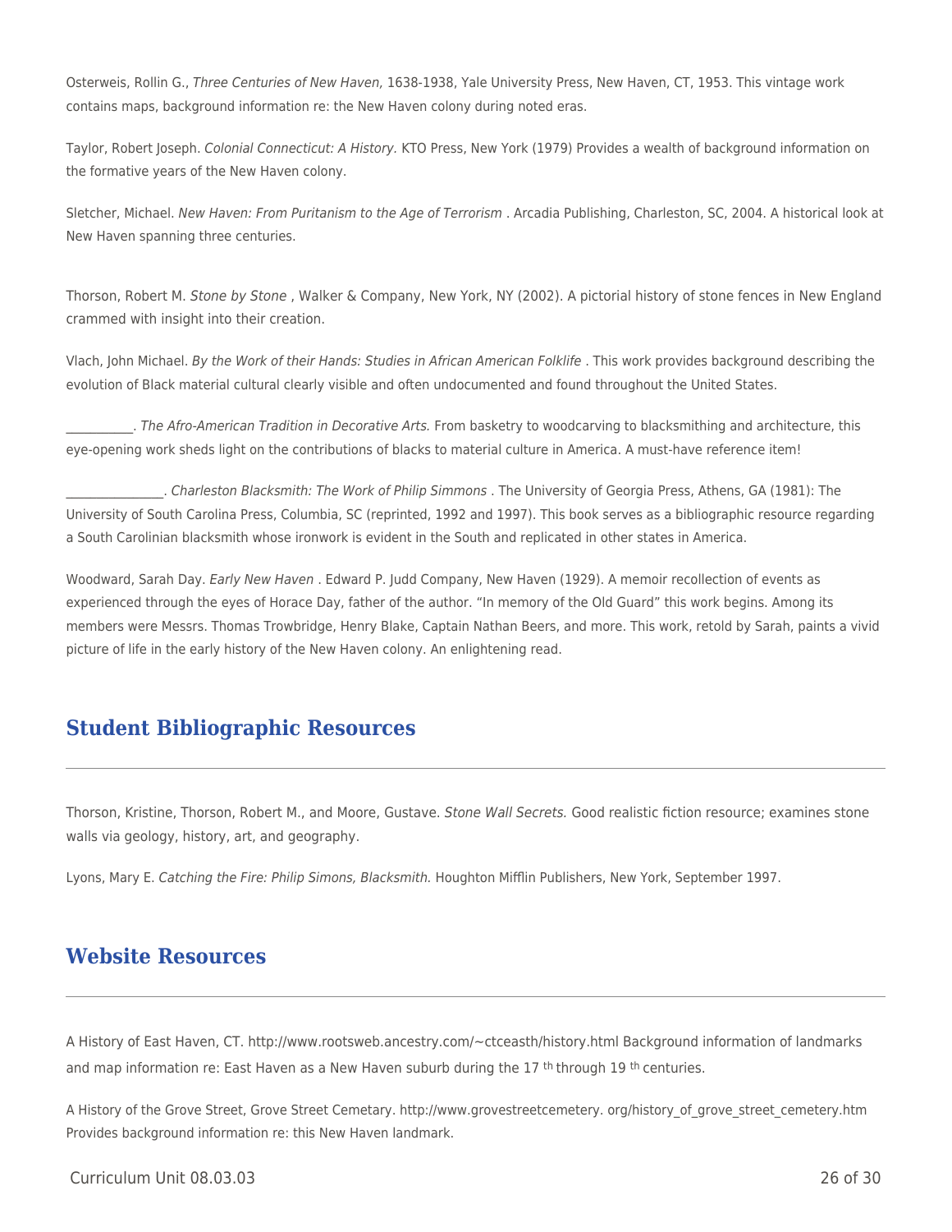Osterweis, Rollin G., *Three Centuries of New Haven,* 1638-1938, Yale University Press, New Haven, CT, 1953. This vintage work contains maps, background information re: the New Haven colony during noted eras.

Taylor, Robert Joseph. *Colonial Connecticut: A History.* KTO Press, New York (1979) Provides a wealth of background information on the formative years of the New Haven colony.

Sletcher, Michael. *New Haven: From Puritanism to the Age of Terrorism* . Arcadia Publishing, Charleston, SC, 2004. A historical look at New Haven spanning three centuries.

Thorson, Robert M. *Stone by Stone* , Walker & Company, New York, NY (2002). A pictorial history of stone fences in New England crammed with insight into their creation.

Vlach, John Michael. *By the Work of their Hands: Studies in African American Folklife* . This work provides background describing the evolution of Black material cultural clearly visible and often undocumented and found throughout the United States.

___________. *The Afro-American Tradition in Decorative Arts.* From basketry to woodcarving to blacksmithing and architecture, this eye-opening work sheds light on the contributions of blacks to material culture in America. A must-have reference item!

________________. *Charleston Blacksmith: The Work of Philip Simmons* . The University of Georgia Press, Athens, GA (1981): The University of South Carolina Press, Columbia, SC (reprinted, 1992 and 1997). This book serves as a bibliographic resource regarding a South Carolinian blacksmith whose ironwork is evident in the South and replicated in other states in America.

Woodward, Sarah Day. *Early New Haven* . Edward P. Judd Company, New Haven (1929). A memoir recollection of events as experienced through the eyes of Horace Day, father of the author. "In memory of the Old Guard" this work begins. Among its members were Messrs. Thomas Trowbridge, Henry Blake, Captain Nathan Beers, and more. This work, retold by Sarah, paints a vivid picture of life in the early history of the New Haven colony. An enlightening read.

## Student Bibliographic Resources

Thorson, Kristine, Thorson, Robert M., and Moore, Gustave. *Stone Wall Secrets.* Good realistic fiction resource; examines stone walls via geology, history, art, and geography.

Lyons, Mary E. *Catching the Fire: Philip Simons, Blacksmith.* Houghton Mifflin Publishers, New York, September 1997.

## Website Resources

A History of East Haven, CT. http://www.rootsweb.ancestry.com/~ctceasth/history.html Background information of landmarks and map information re: East Haven as a New Haven suburb during the 17th through 19th centuries.

A History of the Grove Street, Grove Street Cemetary. http://www.grovestreetcemetery. org/history_of_grove_street_cemetery.htm Provides background information re: this New Haven landmark.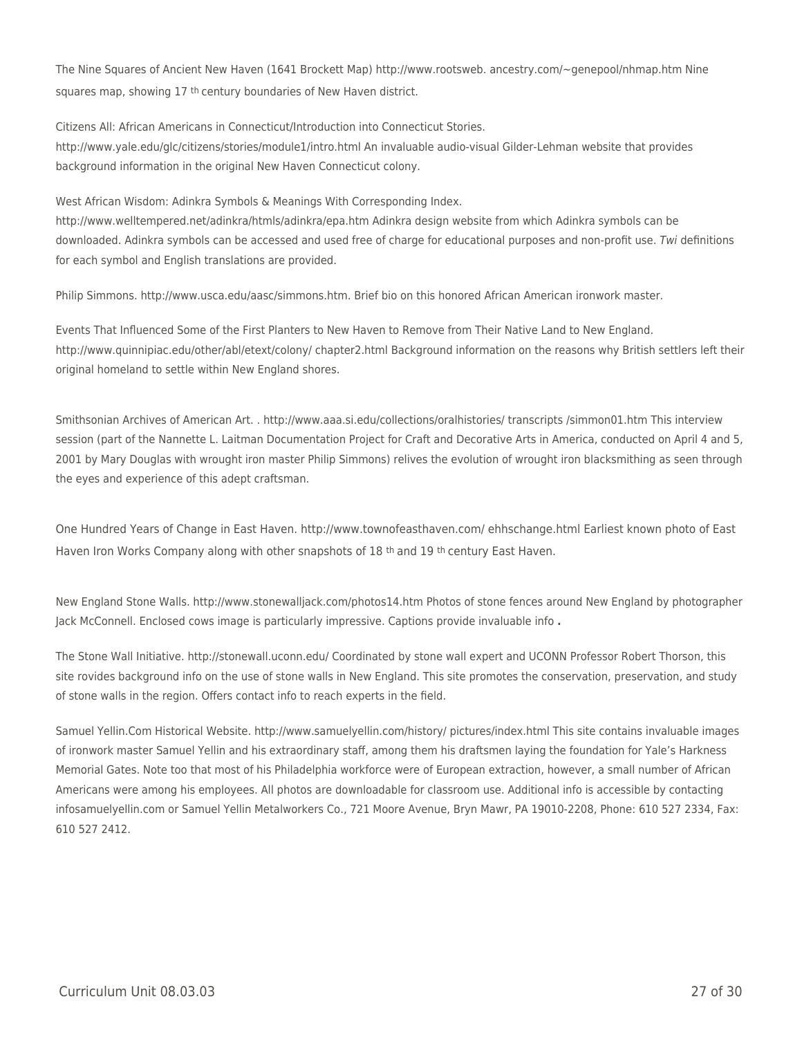The Nine Squares of Ancient New Haven (1641 Brockett Map) http://www.rootsweb. ancestry.com/~genepool/nhmap.htm Nine squares map, showing 17 th century boundaries of New Haven district.

Citizens All: African Americans in Connecticut/Introduction into Connecticut Stories. http://www.yale.edu/glc/citizens/stories/module1/intro.html An invaluable audio-visual Gilder-Lehman website that provides background information in the original New Haven Connecticut colony.

West African Wisdom: Adinkra Symbols & Meanings With Corresponding Index. http://www.welltempered.net/adinkra/htmls/adinkra/epa.htm Adinkra design website from which Adinkra symbols can be downloaded. Adinkra symbols can be accessed and used free of charge for educational purposes and non-profit use. *Twi* definitions for each symbol and English translations are provided.

Philip Simmons. http://www.usca.edu/aasc/simmons.htm. Brief bio on this honored African American ironwork master.

Events That Influenced Some of the First Planters to New Haven to Remove from Their Native Land to New England. http://www.quinnipiac.edu/other/abl/etext/colony/ chapter2.html Background information on the reasons why British settlers left their original homeland to settle within New England shores.

Smithsonian Archives of American Art. . http://www.aaa.si.edu/collections/oralhistories/ transcripts /simmon01.htm This interview session (part of the Nannette L. Laitman Documentation Project for Craft and Decorative Arts in America, conducted on April 4 and 5, 2001 by Mary Douglas with wrought iron master Philip Simmons) relives the evolution of wrought iron blacksmithing as seen through the eyes and experience of this adept craftsman.

One Hundred Years of Change in East Haven. http://www.townofeasthaven.com/ ehhschange.html Earliest known photo of East Haven Iron Works Company along with other snapshots of 18 th and 19 th century East Haven.

New England Stone Walls. http://www.stonewalljack.com/photos14.htm Photos of stone fences around New England by photographer Jack McConnell. Enclosed cows image is particularly impressive. Captions provide invaluable info **.**

The Stone Wall Initiative. http://stonewall.uconn.edu/ Coordinated by stone wall expert and UCONN Professor Robert Thorson, this site rovides background info on the use of stone walls in New England. This site promotes the conservation, preservation, and study of stone walls in the region. Offers contact info to reach experts in the field.

Samuel Yellin.Com Historical Website. http://www.samuelyellin.com/history/ pictures/index.html This site contains invaluable images of ironwork master Samuel Yellin and his extraordinary staff, among them his draftsmen laying the foundation for Yale's Harkness Memorial Gates. Note too that most of his Philadelphia workforce were of European extraction, however, a small number of African Americans were among his employees. All photos are downloadable for classroom use. Additional info is accessible by contacting infosamuelyellin.com or Samuel Yellin Metalworkers Co., 721 Moore Avenue, Bryn Mawr, PA 19010-2208, Phone: 610 527 2334, Fax: 610 527 2412.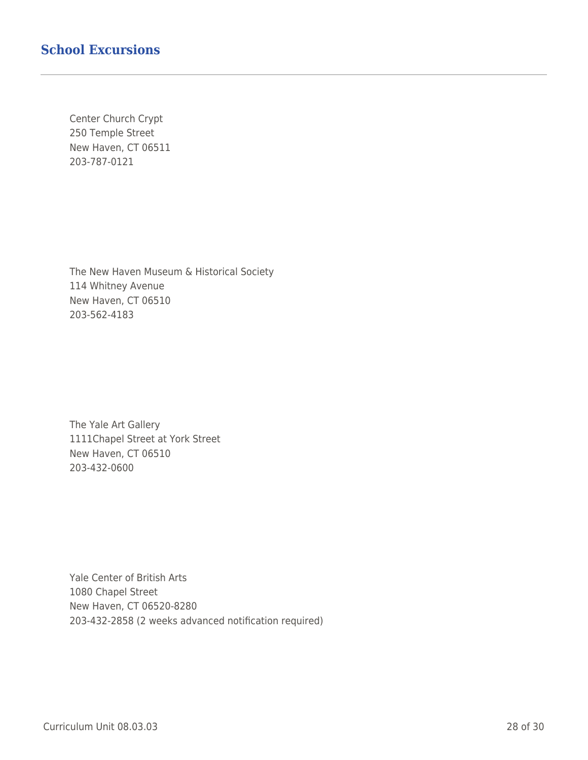## School Excursions

Center Church Crypt
250 Temple Street
New Haven, CT 06511
203-787-0121

The New Haven Museum & Historical Society
114 Whitney Avenue
New Haven, CT 06510
203-562-4183

The Yale Art Gallery
1111Chapel Street at York Street
New Haven, CT 06510
203-432-0600

Yale Center of British Arts
1080 Chapel Street
New Haven, CT 06520-8280
203-432-2858 (2 weeks advanced notification required)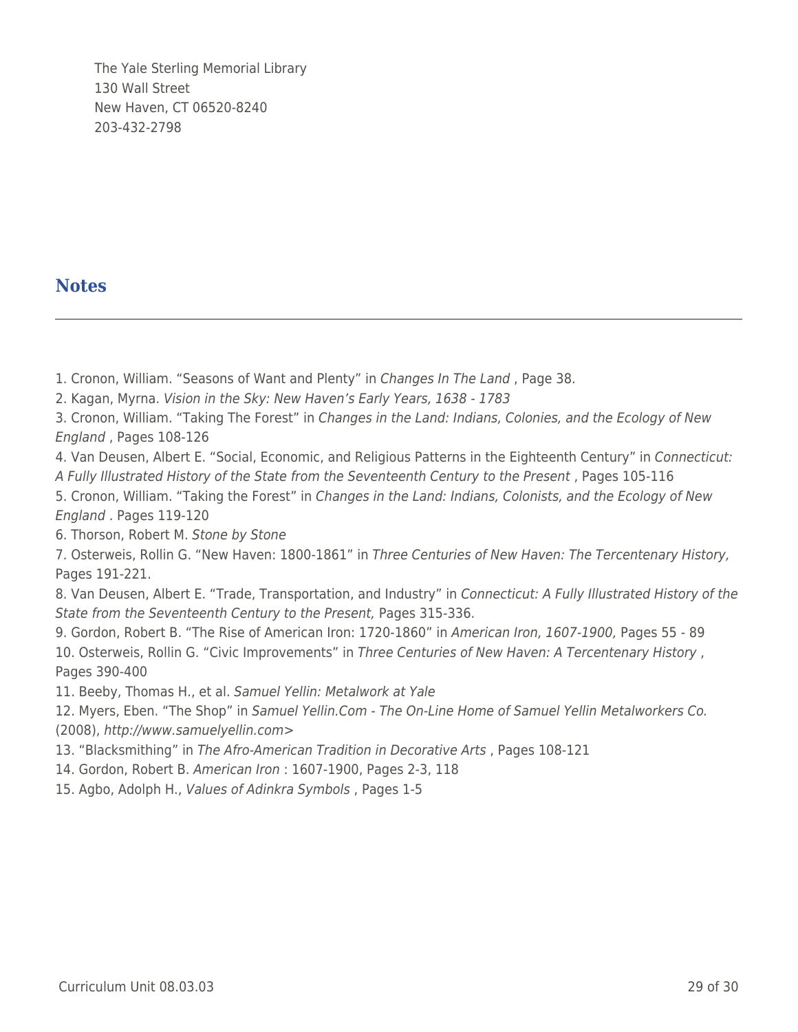The Yale Sterling Memorial Library
130 Wall Street
New Haven, CT 06520-8240
203-432-2798

## Notes

1. Cronon, William. "Seasons of Want and Plenty" in *Changes In The Land* , Page 38.
2. Kagan, Myrna. *Vision in the Sky: New Haven's Early Years, 1638 - 1783*
3. Cronon, William. "Taking The Forest" in *Changes in the Land: Indians, Colonies, and the Ecology of New England* , Pages 108-126
4. Van Deusen, Albert E. "Social, Economic, and Religious Patterns in the Eighteenth Century" in *Connecticut: A Fully Illustrated History of the State from the Seventeenth Century to the Present* , Pages 105-116
5. Cronon, William. "Taking the Forest" in *Changes in the Land: Indians, Colonists, and the Ecology of New England* . Pages 119-120
6. Thorson, Robert M. *Stone by Stone*
7. Osterweis, Rollin G. "New Haven: 1800-1861" in *Three Centuries of New Haven: The Tercentenary History,* Pages 191-221.
8. Van Deusen, Albert E. "Trade, Transportation, and Industry" in *Connecticut: A Fully Illustrated History of the State from the Seventeenth Century to the Present,* Pages 315-336.
9. Gordon, Robert B. "The Rise of American Iron: 1720-1860" in *American Iron, 1607-1900,* Pages 55 - 89
10. Osterweis, Rollin G. "Civic Improvements" in *Three Centuries of New Haven: A Tercentenary History* , Pages 390-400
11. Beeby, Thomas H., et al. *Samuel Yellin: Metalwork at Yale*
12. Myers, Eben. "The Shop" in *Samuel Yellin.Com - The On-Line Home of Samuel Yellin Metalworkers Co.* (2008), *http://www.samuelyellin.com>*
13. "Blacksmithing" in *The Afro-American Tradition in Decorative Arts* , Pages 108-121
14. Gordon, Robert B. *American Iron* : 1607-1900, Pages 2-3, 118
15. Agbo, Adolph H., *Values of Adinkra Symbols* , Pages 1-5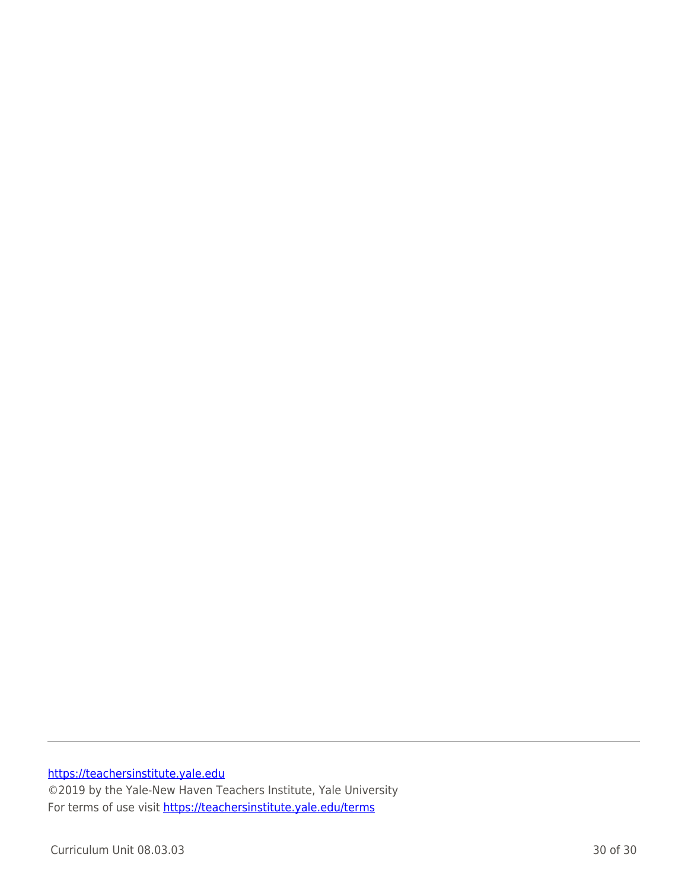https://teachersinstitute.yale.edu
©2019 by the Yale-New Haven Teachers Institute, Yale University
For terms of use visit https://teachersinstitute.yale.edu/terms